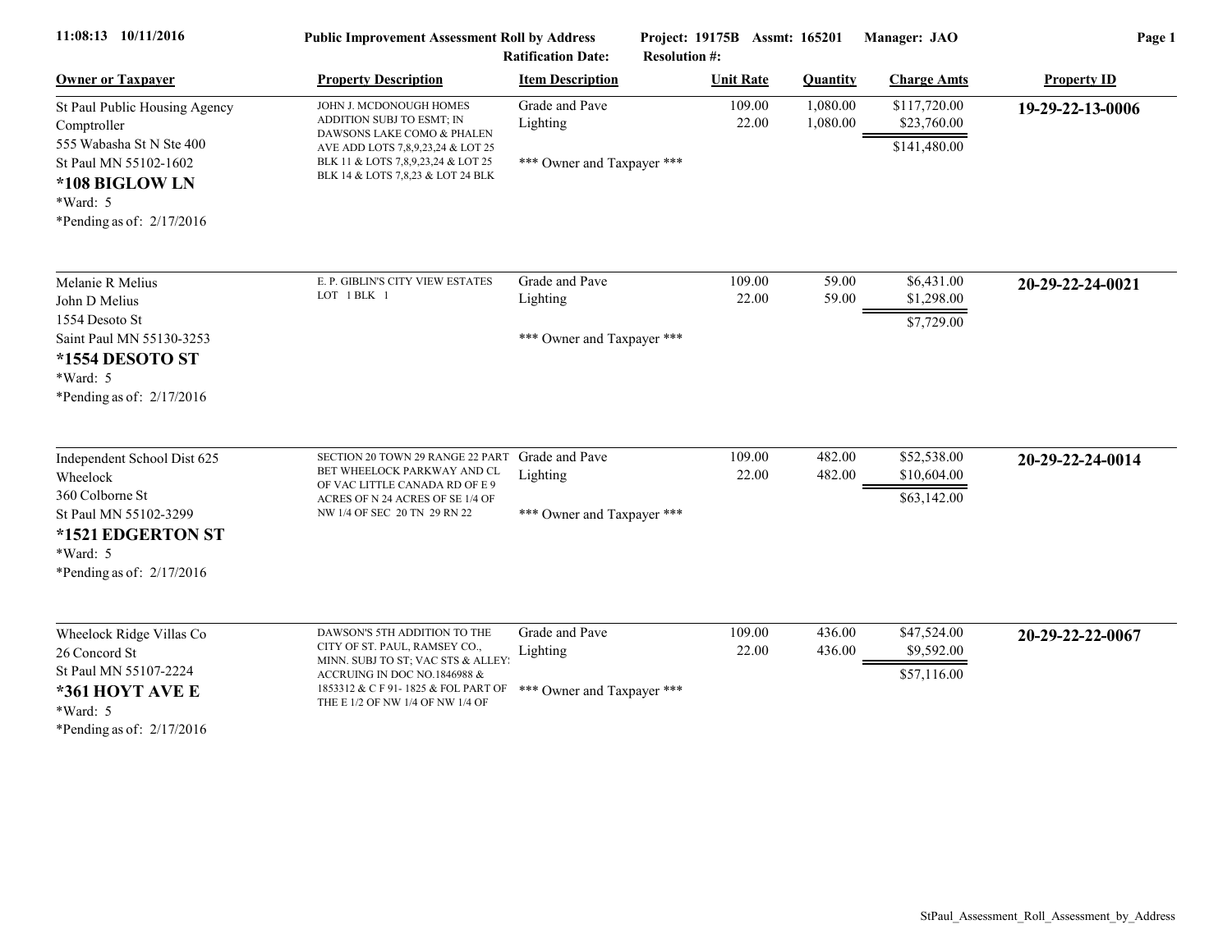**11:08:13 10/11/2016** | **Public Improvement Assessment Roll by Address** | **Project: 19175B Assmt: 165201** | **Manager: JAO**

**Ratification Date:** | **Resolution #:**

| Owner or Taxpayer | Property Description | Item Description | Unit Rate | Quantity | Charge Amts | Property ID |
|---|---|---|---|---|---|---|
| St Paul Public Housing Agency<br>Comptroller<br>555 Wabasha St N Ste 400<br>St Paul MN 55102-1602<br>**\*108 BIGLOW LN**<br>\*Ward: 5<br>\*Pending as of: 2/17/2016 | JOHN J. MCDONOUGH HOMES ADDITION SUBJ TO ESMT; IN DAWSONS LAKE COMO & PHALEN AVE ADD LOTS 7,8,9,23,24 & LOT 25 BLK 11 & LOTS 7,8,9,23,24 & LOT 25 BLK 14 & LOTS 7,8,23 & LOT 24 BLK | Grade and Pave<br>Lighting<br><br>\*\*\* Owner and Taxpayer \*\*\* | 109.00<br>22.00 | 1,080.00<br>1,080.00 | $117,720.00<br>$23,760.00<br>$141,480.00 | **19-29-22-13-0006** |
| Melanie R Melius<br>John D Melius<br>1554 Desoto St<br>Saint Paul MN 55130-3253<br>**\*1554 DESOTO ST**<br>\*Ward: 5<br>\*Pending as of: 2/17/2016 | E. P. GIBLIN'S CITY VIEW ESTATES LOT 1 BLK 1 | Grade and Pave<br>Lighting<br><br>\*\*\* Owner and Taxpayer \*\*\* | 109.00<br>22.00 | 59.00<br>59.00 | $6,431.00<br>$1,298.00<br>$7,729.00 | **20-29-22-24-0021** |
| Independent School Dist 625<br>Wheelock<br>360 Colborne St<br>St Paul MN 55102-3299<br>**\*1521 EDGERTON ST**<br>\*Ward: 5<br>\*Pending as of: 2/17/2016 | SECTION 20 TOWN 29 RANGE 22 PART BET WHEELOCK PARKWAY AND CL OF VAC LITTLE CANADA RD OF E 9 ACRES OF N 24 ACRES OF SE 1/4 OF NW 1/4 OF SEC 20 TN 29 RN 22 | Grade and Pave<br>Lighting<br><br>\*\*\* Owner and Taxpayer \*\*\* | 109.00<br>22.00 | 482.00<br>482.00 | $52,538.00<br>$10,604.00<br>$63,142.00 | **20-29-22-24-0014** |
| Wheelock Ridge Villas Co<br>26 Concord St<br>St Paul MN 55107-2224<br>**\*361 HOYT AVE E**<br>\*Ward: 5<br>\*Pending as of: 2/17/2016 | DAWSON'S 5TH ADDITION TO THE CITY OF ST. PAUL, RAMSEY CO., MINN. SUBJ TO ST; VAC STS & ALLEY ACCRUING IN DOC NO.1846988 & 1853312 & C F 91- 1825 & FOL PART OF THE E 1/2 OF NW 1/4 OF NW 1/4 OF | Grade and Pave<br>Lighting<br><br>\*\*\* Owner and Taxpayer \*\*\* | 109.00<br>22.00 | 436.00<br>436.00 | $47,524.00<br>$9,592.00<br>$57,116.00 | **20-29-22-22-0067** |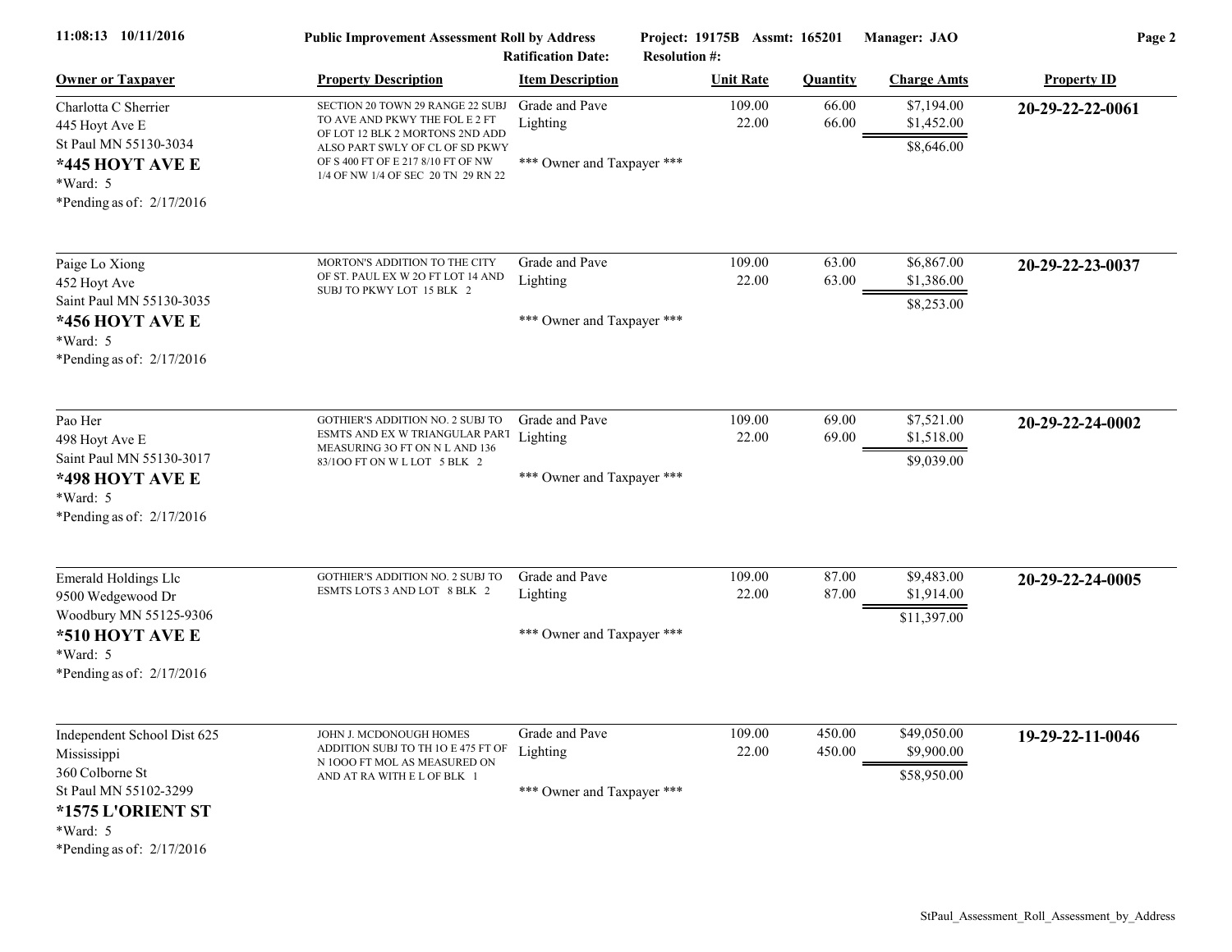**Public Improvement Assessment Roll by Address** — Project: 19175B Assmt: 165201 Manager: JAO
Ratification Date: Resolution #:

| Owner or Taxpayer | Property Description | Item Description | Unit Rate | Quantity | Charge Amts | Property ID |
|---|---|---|---|---|---|---|
| Charlotta C Sherrier<br>445 Hoyt Ave E<br>St Paul MN 55130-3034<br>**\*445 HOYT AVE E**<br>\*Ward: 5<br>\*Pending as of: 2/17/2016 | SECTION 20 TOWN 29 RANGE 22 SUBJ TO AVE AND PKWY THE FOL E 2 FT OF LOT 12 BLK 2 MORTONS 2ND ADD ALSO PART SWLY OF CL OF SD PKWY OF S 400 FT OF E 217 8/10 FT OF NW 1/4 OF NW 1/4 OF SEC 20 TN 29 RN 22 | Grade and Pave<br>Lighting<br><br>\*\*\* Owner and Taxpayer \*\*\* | 109.00<br>22.00 | 66.00<br>66.00 | $7,194.00<br>$1,452.00<br>$8,646.00 | **20-29-22-22-0061** |
| Paige Lo Xiong<br>452 Hoyt Ave<br>Saint Paul MN 55130-3035<br>**\*456 HOYT AVE E**<br>\*Ward: 5<br>\*Pending as of: 2/17/2016 | MORTON'S ADDITION TO THE CITY OF ST. PAUL EX W 2O FT LOT 14 AND SUBJ TO PKWY LOT 15 BLK 2 | Grade and Pave<br>Lighting<br><br>\*\*\* Owner and Taxpayer \*\*\* | 109.00<br>22.00 | 63.00<br>63.00 | $6,867.00<br>$1,386.00<br>$8,253.00 | **20-29-22-23-0037** |
| Pao Her<br>498 Hoyt Ave E<br>Saint Paul MN 55130-3017<br>**\*498 HOYT AVE E**<br>\*Ward: 5<br>\*Pending as of: 2/17/2016 | GOTHIER'S ADDITION NO. 2 SUBJ TO ESMTS AND EX W TRIANGULAR PART MEASURING 3O FT ON N L AND 136 83/1OO FT ON W L LOT 5 BLK 2 | Grade and Pave<br>Lighting<br><br>\*\*\* Owner and Taxpayer \*\*\* | 109.00<br>22.00 | 69.00<br>69.00 | $7,521.00<br>$1,518.00<br>$9,039.00 | **20-29-22-24-0002** |
| Emerald Holdings Llc<br>9500 Wedgewood Dr<br>Woodbury MN 55125-9306<br>**\*510 HOYT AVE E**<br>\*Ward: 5<br>\*Pending as of: 2/17/2016 | GOTHIER'S ADDITION NO. 2 SUBJ TO ESMTS LOTS 3 AND LOT 8 BLK 2 | Grade and Pave<br>Lighting<br><br>\*\*\* Owner and Taxpayer \*\*\* | 109.00<br>22.00 | 87.00<br>87.00 | $9,483.00<br>$1,914.00<br>$11,397.00 | **20-29-22-24-0005** |
| Independent School Dist 625<br>Mississippi<br>360 Colborne St<br>St Paul MN 55102-3299<br>**\*1575 L'ORIENT ST**<br>\*Ward: 5<br>\*Pending as of: 2/17/2016 | JOHN J. MCDONOUGH HOMES ADDITION SUBJ TO TH 1O E 475 FT OF N 1OOO FT MOL AS MEASURED ON AND AT RA WITH E L OF BLK 1 | Grade and Pave<br>Lighting<br><br>\*\*\* Owner and Taxpayer \*\*\* | 109.00<br>22.00 | 450.00<br>450.00 | $49,050.00<br>$9,900.00<br>$58,950.00 | **19-29-22-11-0046** |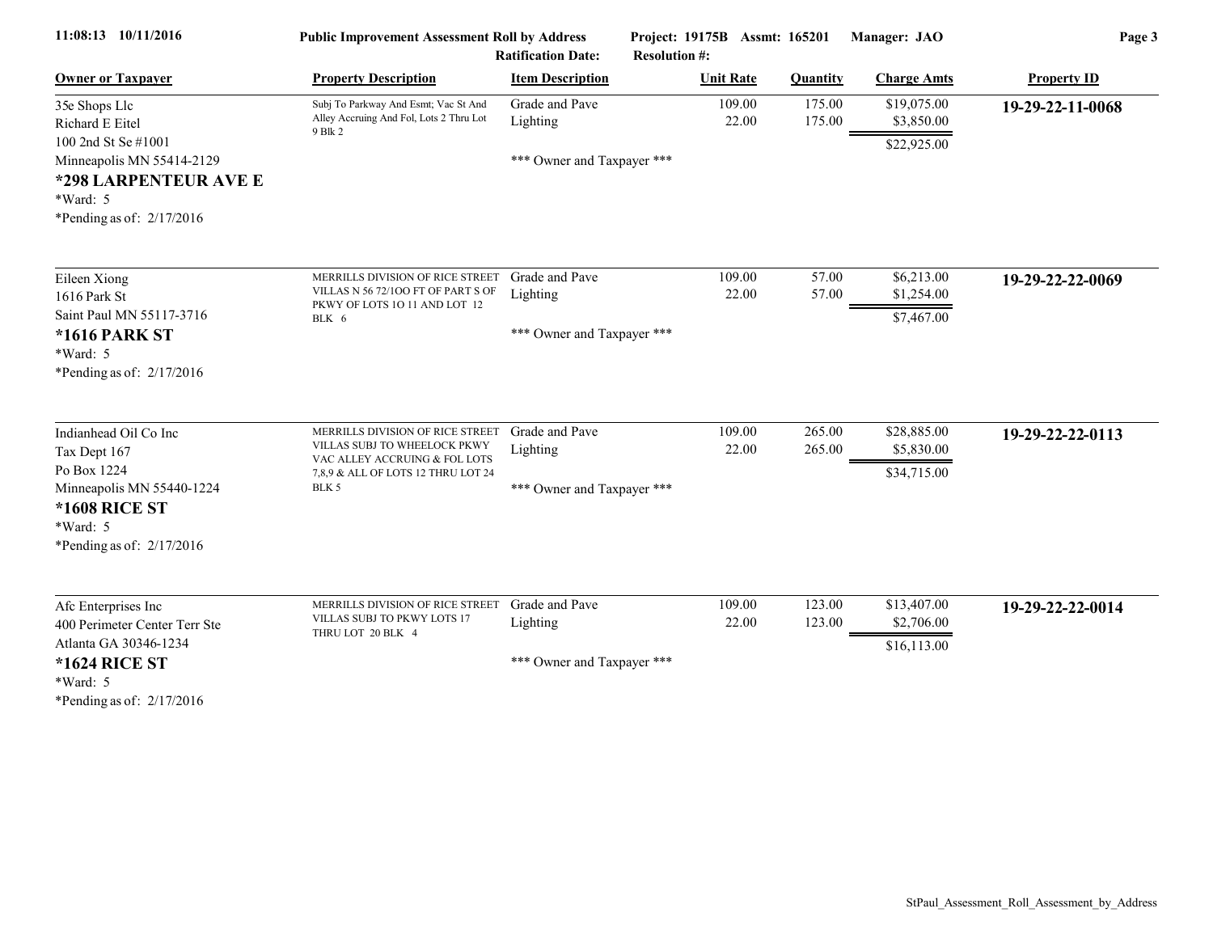**Public Improvement Assessment Roll by Address** — Project: 19175B Assmt: 165201 Manager: JAO

Ratification Date: Resolution #:

| Owner or Taxpayer | Property Description | Item Description | Unit Rate | Quantity | Charge Amts | Property ID |
|---|---|---|---|---|---|---|
| 35e Shops Llc<br>Richard E Eitel<br>100 2nd St Se #1001<br>Minneapolis MN 55414-2129<br>**\*298 LARPENTEUR AVE E**<br>\*Ward: 5<br>\*Pending as of: 2/17/2016 | Subj To Parkway And Esmt; Vac St And Alley Accruing And Fol, Lots 2 Thru Lot 9 Blk 2 | Grade and Pave<br>Lighting<br><br>\*\*\* Owner and Taxpayer \*\*\* | 109.00<br>22.00 | 175.00<br>175.00 | $19,075.00<br>$3,850.00<br>$22,925.00 | **19-29-22-11-0068** |
| Eileen Xiong<br>1616 Park St<br>Saint Paul MN 55117-3716<br>**\*1616 PARK ST**<br>\*Ward: 5<br>\*Pending as of: 2/17/2016 | MERRILLS DIVISION OF RICE STREET VILLAS N 56 72/1OO FT OF PART S OF PKWY OF LOTS 1O 11 AND LOT 12 BLK 6 | Grade and Pave<br>Lighting<br><br>\*\*\* Owner and Taxpayer \*\*\* | 109.00<br>22.00 | 57.00<br>57.00 | $6,213.00<br>$1,254.00<br>$7,467.00 | **19-29-22-22-0069** |
| Indianhead Oil Co Inc<br>Tax Dept 167<br>Po Box 1224<br>Minneapolis MN 55440-1224<br>**\*1608 RICE ST**<br>\*Ward: 5<br>\*Pending as of: 2/17/2016 | MERRILLS DIVISION OF RICE STREET VILLAS SUBJ TO WHEELOCK PKWY VAC ALLEY ACCRUING & FOL LOTS 7,8,9 & ALL OF LOTS 12 THRU LOT 24 BLK 5 | Grade and Pave<br>Lighting<br><br>\*\*\* Owner and Taxpayer \*\*\* | 109.00<br>22.00 | 265.00<br>265.00 | $28,885.00<br>$5,830.00<br>$34,715.00 | **19-29-22-22-0113** |
| Afc Enterprises Inc<br>400 Perimeter Center Terr Ste<br>Atlanta GA 30346-1234<br>**\*1624 RICE ST**<br>\*Ward: 5<br>\*Pending as of: 2/17/2016 | MERRILLS DIVISION OF RICE STREET VILLAS SUBJ TO PKWY LOTS 17 THRU LOT 20 BLK 4 | Grade and Pave<br>Lighting<br><br>\*\*\* Owner and Taxpayer \*\*\* | 109.00<br>22.00 | 123.00<br>123.00 | $13,407.00<br>$2,706.00<br>$16,113.00 | **19-29-22-22-0014** |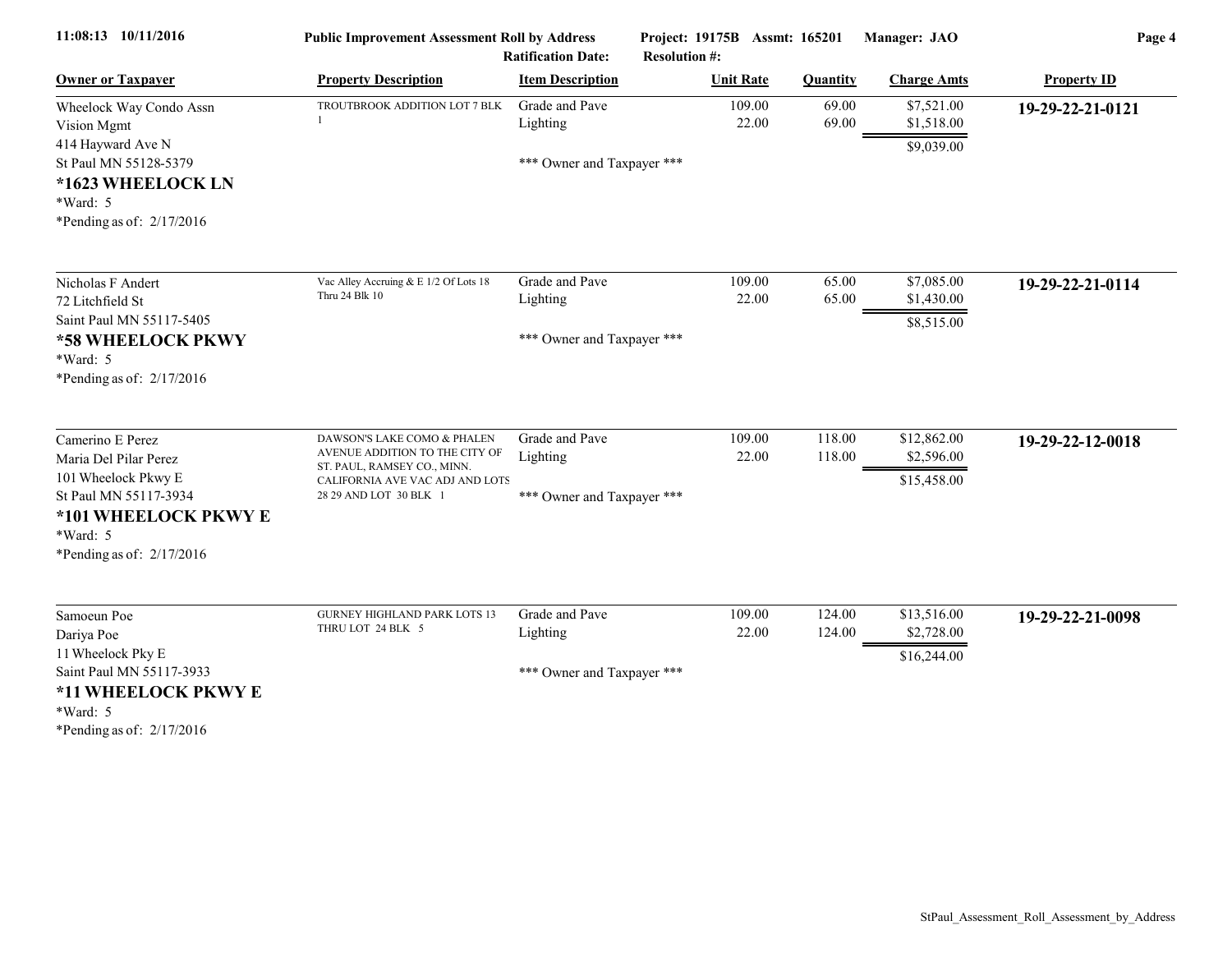11:08:13 10/11/2016 **Public Improvement Assessment Roll by Address** **Project: 19175B Assmt: 165201** **Manager: JAO**

**Ratification Date:** **Resolution #:**

| Owner or Taxpayer | Property Description | Item Description | Unit Rate | Quantity | Charge Amts | Property ID |
|---|---|---|---|---|---|---|
| Wheelock Way Condo Assn<br>Vision Mgmt<br>414 Hayward Ave N<br>St Paul MN 55128-5379<br>**\*1623 WHEELOCK LN**<br>\*Ward: 5<br>\*Pending as of: 2/17/2016 | TROUTBROOK ADDITION LOT 7 BLK 1 | Grade and Pave<br>Lighting<br><br>\*\*\* Owner and Taxpayer \*\*\* | 109.00<br>22.00 | 69.00<br>69.00 | $7,521.00<br>$1,518.00<br>$9,039.00 | **19-29-22-21-0121** |
| Nicholas F Andert<br>72 Litchfield St<br>Saint Paul MN 55117-5405<br>**\*58 WHEELOCK PKWY**<br>\*Ward: 5<br>\*Pending as of: 2/17/2016 | Vac Alley Accruing & E 1/2 Of Lots 18 Thru 24 Blk 10 | Grade and Pave<br>Lighting<br><br>\*\*\* Owner and Taxpayer \*\*\* | 109.00<br>22.00 | 65.00<br>65.00 | $7,085.00<br>$1,430.00<br>$8,515.00 | **19-29-22-21-0114** |
| Camerino E Perez<br>Maria Del Pilar Perez<br>101 Wheelock Pkwy E<br>St Paul MN 55117-3934<br>**\*101 WHEELOCK PKWY E**<br>\*Ward: 5<br>\*Pending as of: 2/17/2016 | DAWSON'S LAKE COMO & PHALEN AVENUE ADDITION TO THE CITY OF ST. PAUL, RAMSEY CO., MINN. CALIFORNIA AVE VAC ADJ AND LOTS 28 29 AND LOT 30 BLK 1 | Grade and Pave<br>Lighting<br><br>\*\*\* Owner and Taxpayer \*\*\* | 109.00<br>22.00 | 118.00<br>118.00 | $12,862.00<br>$2,596.00<br>$15,458.00 | **19-29-22-12-0018** |
| Samoeun Poe<br>Dariya Poe<br>11 Wheelock Pky E<br>Saint Paul MN 55117-3933<br>**\*11 WHEELOCK PKWY E**<br>\*Ward: 5<br>\*Pending as of: 2/17/2016 | GURNEY HIGHLAND PARK LOTS 13 THRU LOT 24 BLK 5 | Grade and Pave<br>Lighting<br><br>\*\*\* Owner and Taxpayer \*\*\* | 109.00<br>22.00 | 124.00<br>124.00 | $13,516.00<br>$2,728.00<br>$16,244.00 | **19-29-22-21-0098** |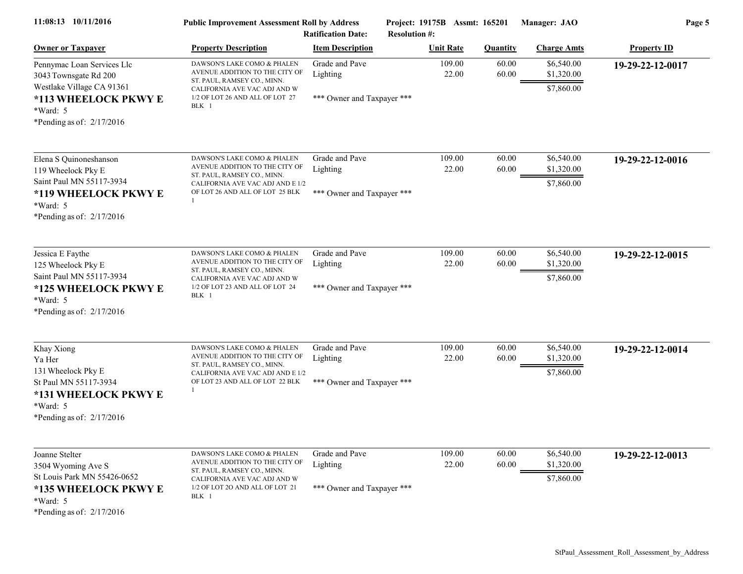| Owner or Taxpayer | Property Description | Item Description | Unit Rate | Quantity | Charge Amts | Property ID |
|---|---|---|---|---|---|---|
| Pennymac Loan Services Llc<br>3043 Townsgate Rd 200<br>Westlake Village CA 91361<br>**\*113 WHEELOCK PKWY E**<br>\*Ward: 5<br>\*Pending as of: 2/17/2016 | DAWSON'S LAKE COMO & PHALEN AVENUE ADDITION TO THE CITY OF ST. PAUL, RAMSEY CO., MINN. CALIFORNIA AVE VAC ADJ AND W 1/2 OF LOT 26 AND ALL OF LOT 27 BLK 1 | Grade and Pave<br>Lighting<br><br>\*\*\* Owner and Taxpayer \*\*\* | 109.00<br>22.00 | 60.00<br>60.00 | $6,540.00<br>$1,320.00<br>$7,860.00 | **19-29-22-12-0017** |
| Elena S Quinoneshanson<br>119 Wheelock Pky E<br>Saint Paul MN 55117-3934<br>**\*119 WHEELOCK PKWY E**<br>\*Ward: 5<br>\*Pending as of: 2/17/2016 | DAWSON'S LAKE COMO & PHALEN AVENUE ADDITION TO THE CITY OF ST. PAUL, RAMSEY CO., MINN. CALIFORNIA AVE VAC ADJ AND E 1/2 OF LOT 26 AND ALL OF LOT 25 BLK 1 | Grade and Pave<br>Lighting<br><br>\*\*\* Owner and Taxpayer \*\*\* | 109.00<br>22.00 | 60.00<br>60.00 | $6,540.00<br>$1,320.00<br>$7,860.00 | **19-29-22-12-0016** |
| Jessica E Faythe<br>125 Wheelock Pky E<br>Saint Paul MN 55117-3934<br>**\*125 WHEELOCK PKWY E**<br>\*Ward: 5<br>\*Pending as of: 2/17/2016 | DAWSON'S LAKE COMO & PHALEN AVENUE ADDITION TO THE CITY OF ST. PAUL, RAMSEY CO., MINN. CALIFORNIA AVE VAC ADJ AND W 1/2 OF LOT 23 AND ALL OF LOT 24 BLK 1 | Grade and Pave<br>Lighting<br><br>\*\*\* Owner and Taxpayer \*\*\* | 109.00<br>22.00 | 60.00<br>60.00 | $6,540.00<br>$1,320.00<br>$7,860.00 | **19-29-22-12-0015** |
| Khay Xiong<br>Ya Her<br>131 Wheelock Pky E<br>St Paul MN 55117-3934<br>**\*131 WHEELOCK PKWY E**<br>\*Ward: 5<br>\*Pending as of: 2/17/2016 | DAWSON'S LAKE COMO & PHALEN AVENUE ADDITION TO THE CITY OF ST. PAUL, RAMSEY CO., MINN. CALIFORNIA AVE VAC ADJ AND E 1/2 OF LOT 23 AND ALL OF LOT 22 BLK 1 | Grade and Pave<br>Lighting<br><br>\*\*\* Owner and Taxpayer \*\*\* | 109.00<br>22.00 | 60.00<br>60.00 | $6,540.00<br>$1,320.00<br>$7,860.00 | **19-29-22-12-0014** |
| Joanne Stelter<br>3504 Wyoming Ave S<br>St Louis Park MN 55426-0652<br>**\*135 WHEELOCK PKWY E**<br>\*Ward: 5<br>\*Pending as of: 2/17/2016 | DAWSON'S LAKE COMO & PHALEN AVENUE ADDITION TO THE CITY OF ST. PAUL, RAMSEY CO., MINN. CALIFORNIA AVE VAC ADJ AND W 1/2 OF LOT 2O AND ALL OF LOT 21 BLK 1 | Grade and Pave<br>Lighting<br><br>\*\*\* Owner and Taxpayer \*\*\* | 109.00<br>22.00 | 60.00<br>60.00 | $6,540.00<br>$1,320.00<br>$7,860.00 | **19-29-22-12-0013** |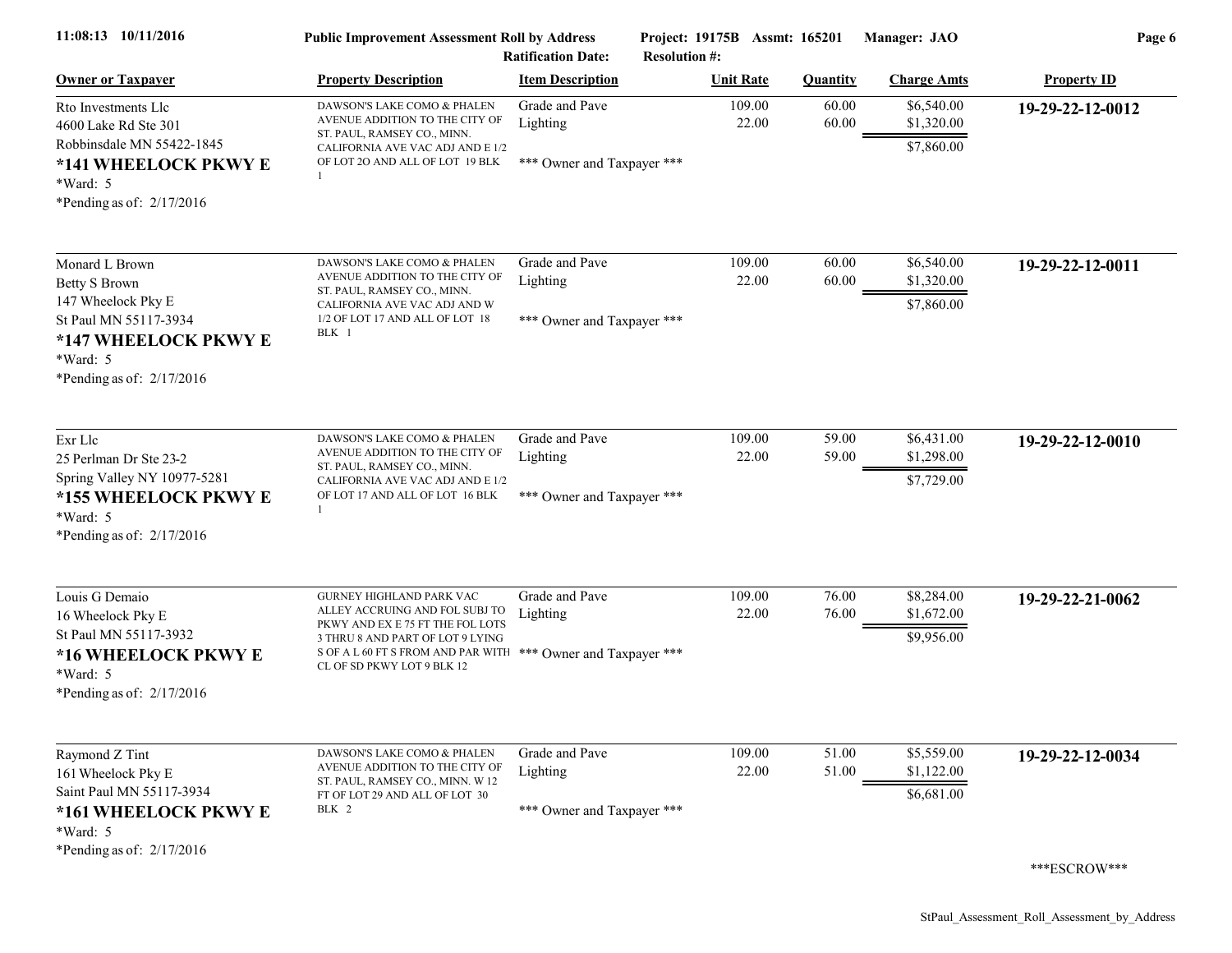**Public Improvement Assessment Roll by Address**

Project: 19175B Assmt: 165201 Manager: JAO

Ratification Date: Resolution #:

| Owner or Taxpayer | Property Description | Item Description | Unit Rate | Quantity | Charge Amts | Property ID |
|---|---|---|---|---|---|---|
| Rto Investments Llc<br>4600 Lake Rd Ste 301<br>Robbinsdale MN 55422-1845<br>**\*141 WHEELOCK PKWY E**<br>\*Ward: 5<br>\*Pending as of: 2/17/2016 | DAWSON'S LAKE COMO & PHALEN AVENUE ADDITION TO THE CITY OF ST. PAUL, RAMSEY CO., MINN. CALIFORNIA AVE VAC ADJ AND E 1/2 OF LOT 2O AND ALL OF LOT 19 BLK 1 | Grade and Pave<br>Lighting<br><br>\*\*\* Owner and Taxpayer \*\*\* | 109.00<br>22.00 | 60.00<br>60.00 | $6,540.00<br>$1,320.00<br>$7,860.00 | **19-29-22-12-0012** |
| Monard L Brown<br>Betty S Brown<br>147 Wheelock Pky E<br>St Paul MN 55117-3934<br>**\*147 WHEELOCK PKWY E**<br>\*Ward: 5<br>\*Pending as of: 2/17/2016 | DAWSON'S LAKE COMO & PHALEN AVENUE ADDITION TO THE CITY OF ST. PAUL, RAMSEY CO., MINN. CALIFORNIA AVE VAC ADJ AND W 1/2 OF LOT 17 AND ALL OF LOT 18 BLK 1 | Grade and Pave<br>Lighting<br><br>\*\*\* Owner and Taxpayer \*\*\* | 109.00<br>22.00 | 60.00<br>60.00 | $6,540.00<br>$1,320.00<br>$7,860.00 | **19-29-22-12-0011** |
| Exr Llc<br>25 Perlman Dr Ste 23-2<br>Spring Valley NY 10977-5281<br>**\*155 WHEELOCK PKWY E**<br>\*Ward: 5<br>\*Pending as of: 2/17/2016 | DAWSON'S LAKE COMO & PHALEN AVENUE ADDITION TO THE CITY OF ST. PAUL, RAMSEY CO., MINN. CALIFORNIA AVE VAC ADJ AND E 1/2 OF LOT 17 AND ALL OF LOT 16 BLK 1 | Grade and Pave<br>Lighting<br><br>\*\*\* Owner and Taxpayer \*\*\* | 109.00<br>22.00 | 59.00<br>59.00 | $6,431.00<br>$1,298.00<br>$7,729.00 | **19-29-22-12-0010** |
| Louis G Demaio<br>16 Wheelock Pky E<br>St Paul MN 55117-3932<br>**\*16 WHEELOCK PKWY E**<br>\*Ward: 5<br>\*Pending as of: 2/17/2016 | GURNEY HIGHLAND PARK VAC ALLEY ACCRUING AND FOL SUBJ TO PKWY AND EX E 75 FT THE FOL LOTS 3 THRU 8 AND PART OF LOT 9 LYING S OF A L 60 FT S FROM AND PAR WITH CL OF SD PKWY LOT 9 BLK 12 | Grade and Pave<br>Lighting<br><br>\*\*\* Owner and Taxpayer \*\*\* | 109.00<br>22.00 | 76.00<br>76.00 | $8,284.00<br>$1,672.00<br>$9,956.00 | **19-29-22-21-0062** |
| Raymond Z Tint<br>161 Wheelock Pky E<br>Saint Paul MN 55117-3934<br>**\*161 WHEELOCK PKWY E**<br>\*Ward: 5<br>\*Pending as of: 2/17/2016 | DAWSON'S LAKE COMO & PHALEN AVENUE ADDITION TO THE CITY OF ST. PAUL, RAMSEY CO., MINN. W 12 FT OF LOT 29 AND ALL OF LOT 30 BLK 2 | Grade and Pave<br>Lighting<br><br>\*\*\* Owner and Taxpayer \*\*\* | 109.00<br>22.00 | 51.00<br>51.00 | $5,559.00<br>$1,122.00<br>$6,681.00 | **19-29-22-12-0034**<br><br>\*\*\*ESCROW\*\*\* |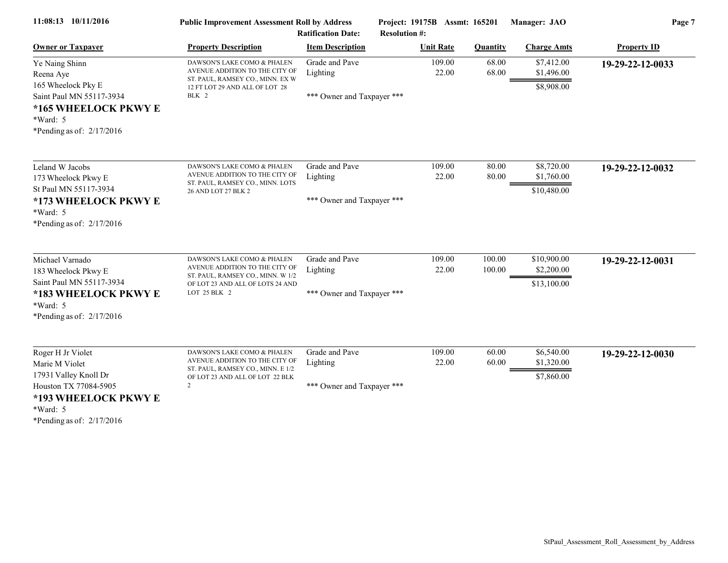**Public Improvement Assessment Roll by Address** | **Project: 19175B Assmt: 165201** | **Manager: JAO**

**Ratification Date:** | **Resolution #:**

| Owner or Taxpayer | Property Description | Item Description | Unit Rate | Quantity | Charge Amts | Property ID |
|---|---|---|---|---|---|---|
| Ye Naing Shinn<br>Reena Aye<br>165 Wheelock Pky E<br>Saint Paul MN 55117-3934<br>**\*165 WHEELOCK PKWY E**<br>\*Ward: 5<br>\*Pending as of: 2/17/2016 | DAWSON'S LAKE COMO & PHALEN AVENUE ADDITION TO THE CITY OF ST. PAUL, RAMSEY CO., MINN. EX W 12 FT LOT 29 AND ALL OF LOT 28 BLK 2 | Grade and Pave<br>Lighting<br>\*\*\* Owner and Taxpayer \*\*\* | 109.00<br>22.00 | 68.00<br>68.00 | $7,412.00<br>$1,496.00<br>$8,908.00 | **19-29-22-12-0033** |
| Leland W Jacobs<br>173 Wheelock Pkwy E<br>St Paul MN 55117-3934<br>**\*173 WHEELOCK PKWY E**<br>\*Ward: 5<br>\*Pending as of: 2/17/2016 | DAWSON'S LAKE COMO & PHALEN AVENUE ADDITION TO THE CITY OF ST. PAUL, RAMSEY CO., MINN. LOTS 26 AND LOT 27 BLK 2 | Grade and Pave<br>Lighting<br>\*\*\* Owner and Taxpayer \*\*\* | 109.00<br>22.00 | 80.00<br>80.00 | $8,720.00<br>$1,760.00<br>$10,480.00 | **19-29-22-12-0032** |
| Michael Varnado<br>183 Wheelock Pkwy E<br>Saint Paul MN 55117-3934<br>**\*183 WHEELOCK PKWY E**<br>\*Ward: 5<br>\*Pending as of: 2/17/2016 | DAWSON'S LAKE COMO & PHALEN AVENUE ADDITION TO THE CITY OF ST. PAUL, RAMSEY CO., MINN. W 1/2 OF LOT 23 AND ALL OF LOTS 24 AND LOT 25 BLK 2 | Grade and Pave<br>Lighting<br>\*\*\* Owner and Taxpayer \*\*\* | 109.00<br>22.00 | 100.00<br>100.00 | $10,900.00<br>$2,200.00<br>$13,100.00 | **19-29-22-12-0031** |
| Roger H Jr Violet<br>Marie M Violet<br>17931 Valley Knoll Dr<br>Houston TX 77084-5905<br>**\*193 WHEELOCK PKWY E**<br>\*Ward: 5<br>\*Pending as of: 2/17/2016 | DAWSON'S LAKE COMO & PHALEN AVENUE ADDITION TO THE CITY OF ST. PAUL, RAMSEY CO., MINN. E 1/2 OF LOT 23 AND ALL OF LOT 22 BLK 2 | Grade and Pave<br>Lighting<br>\*\*\* Owner and Taxpayer \*\*\* | 109.00<br>22.00 | 60.00<br>60.00 | $6,540.00<br>$1,320.00<br>$7,860.00 | **19-29-22-12-0030** |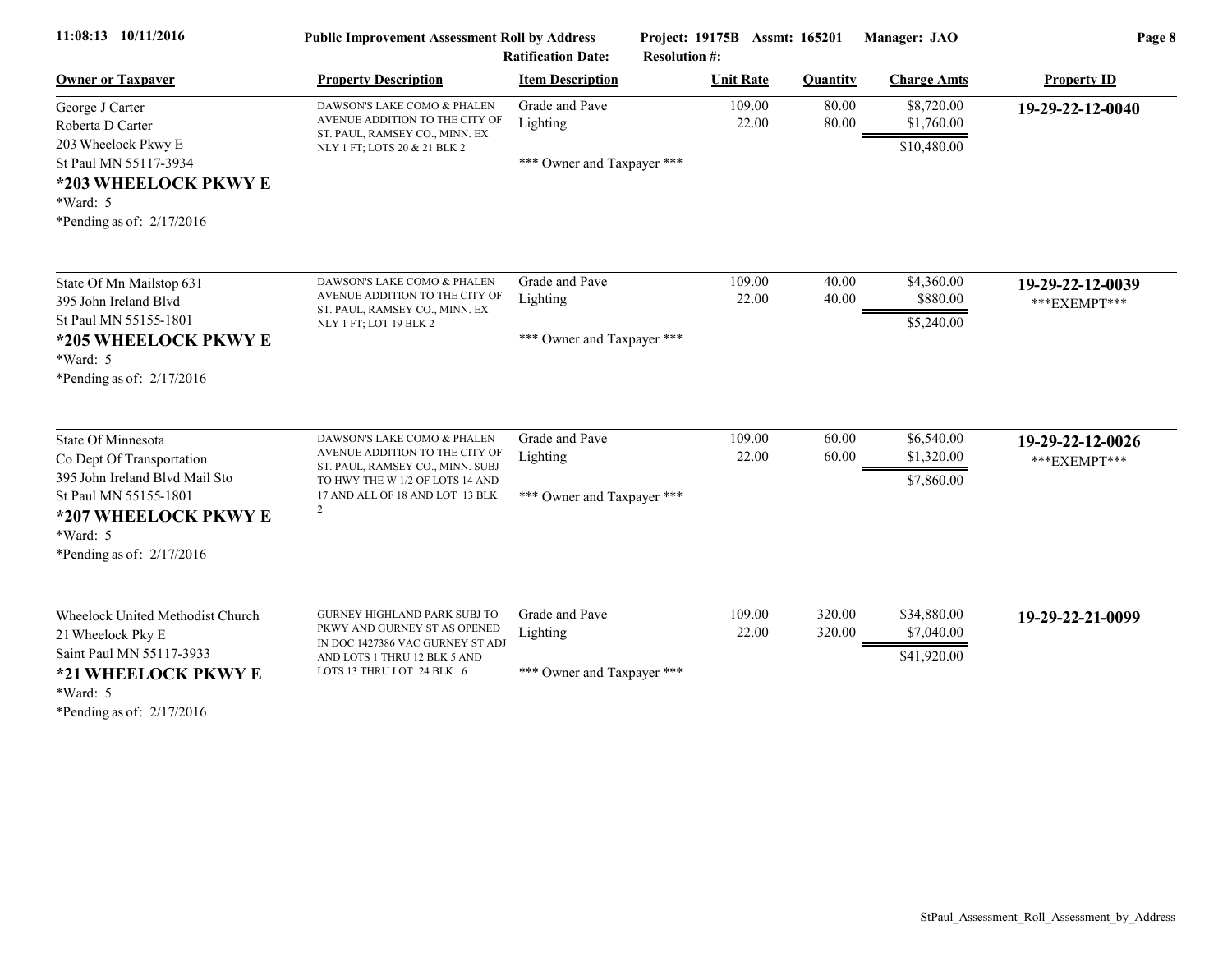| Owner or Taxpayer | Property Description | Item Description | Unit Rate | Quantity | Charge Amts | Property ID |
|---|---|---|---|---|---|---|
| George J Carter<br>Roberta D Carter<br>203 Wheelock Pkwy E<br>St Paul MN 55117-3934<br>**\*203 WHEELOCK PKWY E**<br>\*Ward: 5<br>\*Pending as of: 2/17/2016 | DAWSON'S LAKE COMO & PHALEN AVENUE ADDITION TO THE CITY OF ST. PAUL, RAMSEY CO., MINN. EX NLY 1 FT; LOTS 20 & 21 BLK 2 | Grade and Pave<br>Lighting<br><br>\*\*\* Owner and Taxpayer \*\*\* | 109.00<br>22.00 | 80.00<br>80.00 | $8,720.00<br>$1,760.00<br>$10,480.00 | **19-29-22-12-0040** |
| State Of Mn Mailstop 631<br>395 John Ireland Blvd<br>St Paul MN 55155-1801<br>**\*205 WHEELOCK PKWY E**<br>\*Ward: 5<br>\*Pending as of: 2/17/2016 | DAWSON'S LAKE COMO & PHALEN AVENUE ADDITION TO THE CITY OF ST. PAUL, RAMSEY CO., MINN. EX NLY 1 FT; LOT 19 BLK 2 | Grade and Pave<br>Lighting<br><br>\*\*\* Owner and Taxpayer \*\*\* | 109.00<br>22.00 | 40.00<br>40.00 | $4,360.00<br>$880.00<br>$5,240.00 | **19-29-22-12-0039**<br>\*\*\*EXEMPT\*\*\* |
| State Of Minnesota<br>Co Dept Of Transportation<br>395 John Ireland Blvd Mail Sto<br>St Paul MN 55155-1801<br>**\*207 WHEELOCK PKWY E**<br>\*Ward: 5<br>\*Pending as of: 2/17/2016 | DAWSON'S LAKE COMO & PHALEN AVENUE ADDITION TO THE CITY OF ST. PAUL, RAMSEY CO., MINN. SUBJ TO HWY THE W 1/2 OF LOTS 14 AND 17 AND ALL OF 18 AND LOT 13 BLK 2 | Grade and Pave<br>Lighting<br><br>\*\*\* Owner and Taxpayer \*\*\* | 109.00<br>22.00 | 60.00<br>60.00 | $6,540.00<br>$1,320.00<br>$7,860.00 | **19-29-22-12-0026**<br>\*\*\*EXEMPT\*\*\* |
| Wheelock United Methodist Church<br>21 Wheelock Pky E<br>Saint Paul MN 55117-3933<br>**\*21 WHEELOCK PKWY E**<br>\*Ward: 5<br>\*Pending as of: 2/17/2016 | GURNEY HIGHLAND PARK SUBJ TO PKWY AND GURNEY ST AS OPENED IN DOC 1427386 VAC GURNEY ST ADJ AND LOTS 1 THRU 12 BLK 5 AND LOTS 13 THRU LOT 24 BLK 6 | Grade and Pave<br>Lighting<br><br>\*\*\* Owner and Taxpayer \*\*\* | 109.00<br>22.00 | 320.00<br>320.00 | $34,880.00<br>$7,040.00<br>$41,920.00 | **19-29-22-21-0099** |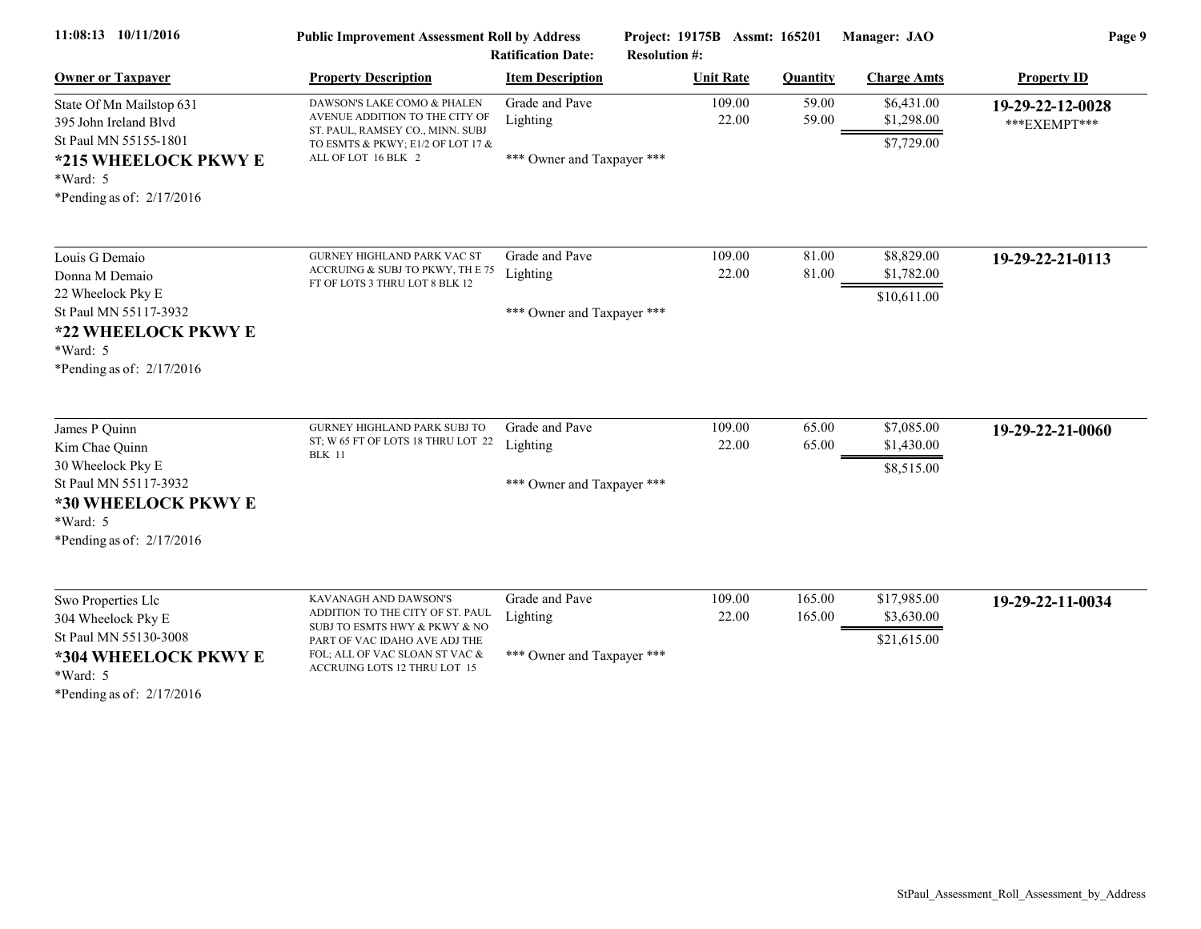**Public Improvement Assessment Roll by Address** — Project: 19175B Assmt: 165201 Manager: JAO

Ratification Date: Resolution #:

| Owner or Taxpayer | Property Description | Item Description | Unit Rate | Quantity | Charge Amts | Property ID |
|---|---|---|---|---|---|---|
| State Of Mn Mailstop 631<br>395 John Ireland Blvd<br>St Paul MN 55155-1801<br>**\*215 WHEELOCK PKWY E**<br>\*Ward: 5<br>\*Pending as of: 2/17/2016 | DAWSON'S LAKE COMO & PHALEN AVENUE ADDITION TO THE CITY OF ST. PAUL, RAMSEY CO., MINN. SUBJ TO ESMTS & PKWY; E1/2 OF LOT 17 & ALL OF LOT 16 BLK 2 | Grade and Pave<br>Lighting<br>\*\*\* Owner and Taxpayer \*\*\* | 109.00<br>22.00 | 59.00<br>59.00 | $6,431.00<br>$1,298.00<br>$7,729.00 | **19-29-22-12-0028**<br>\*\*\*EXEMPT\*\*\* |
| Louis G Demaio<br>Donna M Demaio<br>22 Wheelock Pky E<br>St Paul MN 55117-3932<br>**\*22 WHEELOCK PKWY E**<br>\*Ward: 5<br>\*Pending as of: 2/17/2016 | GURNEY HIGHLAND PARK VAC ST ACCRUING & SUBJ TO PKWY, TH E 75 FT OF LOTS 3 THRU LOT 8 BLK 12 | Grade and Pave<br>Lighting<br>\*\*\* Owner and Taxpayer \*\*\* | 109.00<br>22.00 | 81.00<br>81.00 | $8,829.00<br>$1,782.00<br>$10,611.00 | **19-29-22-21-0113** |
| James P Quinn<br>Kim Chae Quinn<br>30 Wheelock Pky E<br>St Paul MN 55117-3932<br>**\*30 WHEELOCK PKWY E**<br>\*Ward: 5<br>\*Pending as of: 2/17/2016 | GURNEY HIGHLAND PARK SUBJ TO ST; W 65 FT OF LOTS 18 THRU LOT 22 BLK 11 | Grade and Pave<br>Lighting<br>\*\*\* Owner and Taxpayer \*\*\* | 109.00<br>22.00 | 65.00<br>65.00 | $7,085.00<br>$1,430.00<br>$8,515.00 | **19-29-22-21-0060** |
| Swo Properties Llc<br>304 Wheelock Pky E<br>St Paul MN 55130-3008<br>**\*304 WHEELOCK PKWY E**<br>\*Ward: 5<br>\*Pending as of: 2/17/2016 | KAVANAGH AND DAWSON'S ADDITION TO THE CITY OF ST. PAUL SUBJ TO ESMTS HWY & PKWY & NO PART OF VAC IDAHO AVE ADJ THE FOL; ALL OF VAC SLOAN ST VAC & ACCRUING LOTS 12 THRU LOT 15 | Grade and Pave<br>Lighting<br>\*\*\* Owner and Taxpayer \*\*\* | 109.00<br>22.00 | 165.00<br>165.00 | $17,985.00<br>$3,630.00<br>$21,615.00 | **19-29-22-11-0034** |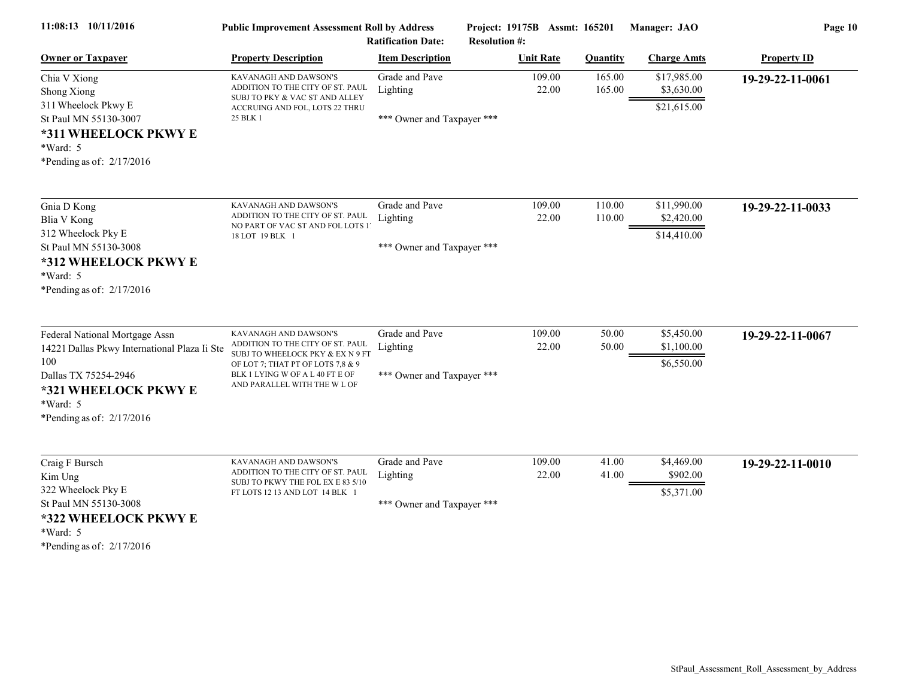**Public Improvement Assessment Roll by Address** — Project: 19175B Assmt: 165201 Manager: JAO
Ratification Date: Resolution #:

| Owner or Taxpayer | Property Description | Item Description | Unit Rate | Quantity | Charge Amts | Property ID |
|---|---|---|---|---|---|---|
| Chia V Xiong<br>Shong Xiong<br>311 Wheelock Pkwy E<br>St Paul MN 55130-3007<br>**\*311 WHEELOCK PKWY E**<br>\*Ward: 5<br>\*Pending as of: 2/17/2016 | KAVANAGH AND DAWSON'S ADDITION TO THE CITY OF ST. PAUL SUBJ TO PKY & VAC ST AND ALLEY ACCRUING AND FOL, LOTS 22 THRU 25 BLK 1 | Grade and Pave<br>Lighting<br>\*\*\* Owner and Taxpayer \*\*\* | 109.00<br>22.00 | 165.00<br>165.00 | $17,985.00<br>$3,630.00<br>$21,615.00 | **19-29-22-11-0061** |
| Gnia D Kong<br>Blia V Kong<br>312 Wheelock Pky E<br>St Paul MN 55130-3008<br>**\*312 WHEELOCK PKWY E**<br>\*Ward: 5<br>\*Pending as of: 2/17/2016 | KAVANAGH AND DAWSON'S ADDITION TO THE CITY OF ST. PAUL NO PART OF VAC ST AND FOL LOTS 1' 18 LOT 19 BLK 1 | Grade and Pave<br>Lighting<br>\*\*\* Owner and Taxpayer \*\*\* | 109.00<br>22.00 | 110.00<br>110.00 | $11,990.00<br>$2,420.00<br>$14,410.00 | **19-29-22-11-0033** |
| Federal National Mortgage Assn<br>14221 Dallas Pkwy International Plaza Ii Ste 100<br>Dallas TX 75254-2946<br>**\*321 WHEELOCK PKWY E**<br>\*Ward: 5<br>\*Pending as of: 2/17/2016 | KAVANAGH AND DAWSON'S ADDITION TO THE CITY OF ST. PAUL SUBJ TO WHEELOCK PKY & EX N 9 FT OF LOT 7; THAT PT OF LOTS 7,8 & 9 BLK 1 LYING W OF A L 40 FT E OF AND PARALLEL WITH THE W L OF | Grade and Pave<br>Lighting<br>\*\*\* Owner and Taxpayer \*\*\* | 109.00<br>22.00 | 50.00<br>50.00 | $5,450.00<br>$1,100.00<br>$6,550.00 | **19-29-22-11-0067** |
| Craig F Bursch<br>Kim Ung<br>322 Wheelock Pky E<br>St Paul MN 55130-3008<br>**\*322 WHEELOCK PKWY E**<br>\*Ward: 5<br>\*Pending as of: 2/17/2016 | KAVANAGH AND DAWSON'S ADDITION TO THE CITY OF ST. PAUL SUBJ TO PKWY THE FOL EX E 83 5/10 FT LOTS 12 13 AND LOT 14 BLK 1 | Grade and Pave<br>Lighting<br>\*\*\* Owner and Taxpayer \*\*\* | 109.00<br>22.00 | 41.00<br>41.00 | $4,469.00<br>$902.00<br>$5,371.00 | **19-29-22-11-0010** |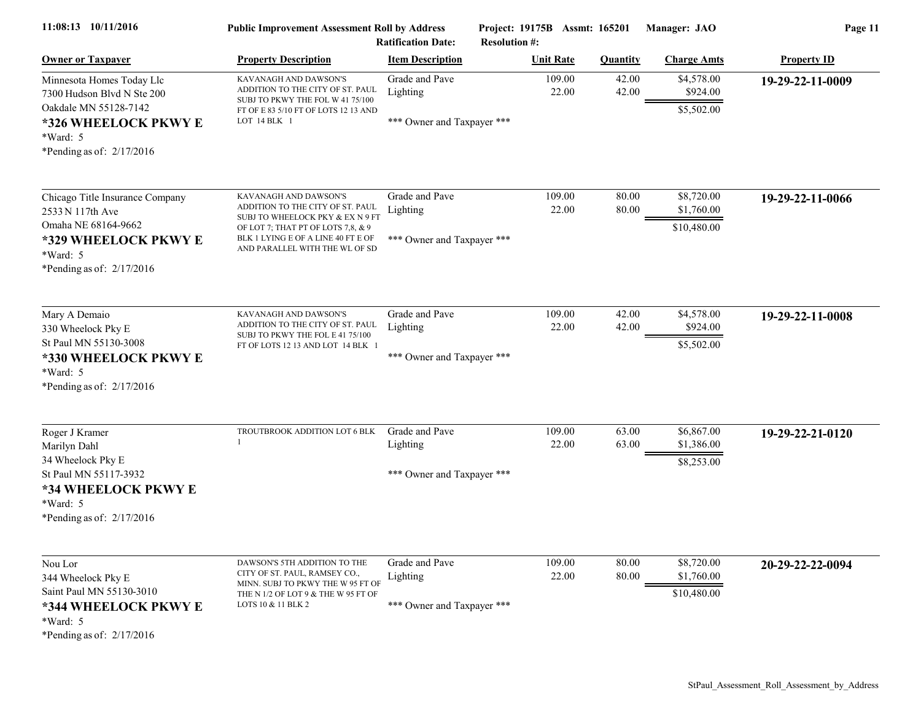| Owner or Taxpayer | Property Description | Item Description | Unit Rate | Quantity | Charge Amts | Property ID |
|---|---|---|---|---|---|---|
| Minnesota Homes Today Llc<br>7300 Hudson Blvd N Ste 200<br>Oakdale MN 55128-7142<br>**\*326 WHEELOCK PKWY E**<br>\*Ward: 5<br>\*Pending as of: 2/17/2016 | KAVANAGH AND DAWSON'S ADDITION TO THE CITY OF ST. PAUL SUBJ TO PKWY THE FOL W 41 75/100 FT OF E 83 5/10 FT OF LOTS 12 13 AND LOT 14 BLK 1 | Grade and Pave<br>Lighting<br>\*\*\* Owner and Taxpayer \*\*\* | 109.00<br>22.00 | 42.00<br>42.00 | $4,578.00<br>$924.00<br>$5,502.00 | **19-29-22-11-0009** |
| Chicago Title Insurance Company<br>2533 N 117th Ave<br>Omaha NE 68164-9662<br>**\*329 WHEELOCK PKWY E**<br>\*Ward: 5<br>\*Pending as of: 2/17/2016 | KAVANAGH AND DAWSON'S ADDITION TO THE CITY OF ST. PAUL SUBJ TO WHEELOCK PKY & EX N 9 FT OF LOT 7; THAT PT OF LOTS 7,8, & 9 BLK 1 LYING E OF A LINE 40 FT E OF AND PARALLEL WITH THE WL OF SD | Grade and Pave<br>Lighting<br>\*\*\* Owner and Taxpayer \*\*\* | 109.00<br>22.00 | 80.00<br>80.00 | $8,720.00<br>$1,760.00<br>$10,480.00 | **19-29-22-11-0066** |
| Mary A Demaio<br>330 Wheelock Pky E<br>St Paul MN 55130-3008<br>**\*330 WHEELOCK PKWY E**<br>\*Ward: 5<br>\*Pending as of: 2/17/2016 | KAVANAGH AND DAWSON'S ADDITION TO THE CITY OF ST. PAUL SUBJ TO PKWY THE FOL E 41 75/100 FT OF LOTS 12 13 AND LOT 14 BLK 1 | Grade and Pave<br>Lighting<br>\*\*\* Owner and Taxpayer \*\*\* | 109.00<br>22.00 | 42.00<br>42.00 | $4,578.00<br>$924.00<br>$5,502.00 | **19-29-22-11-0008** |
| Roger J Kramer<br>Marilyn Dahl<br>34 Wheelock Pky E<br>St Paul MN 55117-3932<br>**\*34 WHEELOCK PKWY E**<br>\*Ward: 5<br>\*Pending as of: 2/17/2016 | TROUTBROOK ADDITION LOT 6 BLK 1 | Grade and Pave<br>Lighting<br>\*\*\* Owner and Taxpayer \*\*\* | 109.00<br>22.00 | 63.00<br>63.00 | $6,867.00<br>$1,386.00<br>$8,253.00 | **19-29-22-21-0120** |
| Nou Lor<br>344 Wheelock Pky E<br>Saint Paul MN 55130-3010<br>**\*344 WHEELOCK PKWY E**<br>\*Ward: 5<br>\*Pending as of: 2/17/2016 | DAWSON'S 5TH ADDITION TO THE CITY OF ST. PAUL, RAMSEY CO., MINN. SUBJ TO PKWY THE W 95 FT OF THE N 1/2 OF LOT 9 & THE W 95 FT OF LOTS 10 & 11 BLK 2 | Grade and Pave<br>Lighting<br>\*\*\* Owner and Taxpayer \*\*\* | 109.00<br>22.00 | 80.00<br>80.00 | $8,720.00<br>$1,760.00<br>$10,480.00 | **20-29-22-22-0094** |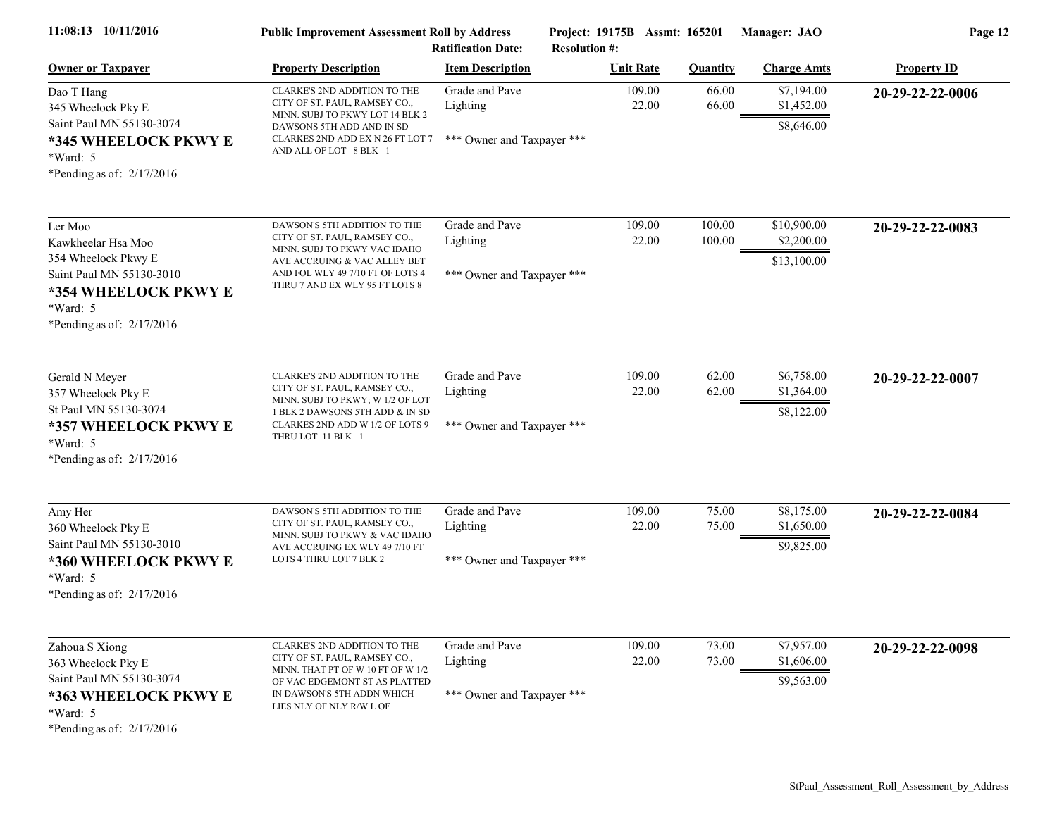| Owner or Taxpayer | Property Description | Item Description | Unit Rate | Quantity | Charge Amts | Property ID |
|---|---|---|---|---|---|---|
| Dao T Hang<br>345 Wheelock Pky E<br>Saint Paul MN 55130-3074<br>**\*345 WHEELOCK PKWY E**<br>\*Ward: 5<br>\*Pending as of: 2/17/2016 | CLARKE'S 2ND ADDITION TO THE CITY OF ST. PAUL, RAMSEY CO., MINN. SUBJ TO PKWY LOT 14 BLK 2 DAWSONS 5TH ADD AND IN SD CLARKES 2ND ADD EX N 26 FT LOT 7 AND ALL OF LOT 8 BLK 1 | Grade and Pave<br>Lighting<br>\*\*\* Owner and Taxpayer \*\*\* | 109.00<br>22.00 | 66.00<br>66.00 | $7,194.00<br>$1,452.00<br>$8,646.00 | **20-29-22-22-0006** |
| Ler Moo<br>Kawkheelar Hsa Moo<br>354 Wheelock Pkwy E<br>Saint Paul MN 55130-3010<br>**\*354 WHEELOCK PKWY E**<br>\*Ward: 5<br>\*Pending as of: 2/17/2016 | DAWSON'S 5TH ADDITION TO THE CITY OF ST. PAUL, RAMSEY CO., MINN. SUBJ TO PKWY VAC IDAHO AVE ACCRUING & VAC ALLEY BET AND FOL WLY 49 7/10 FT OF LOTS 4 THRU 7 AND EX WLY 95 FT LOTS 8 | Grade and Pave<br>Lighting<br>\*\*\* Owner and Taxpayer \*\*\* | 109.00<br>22.00 | 100.00<br>100.00 | $10,900.00<br>$2,200.00<br>$13,100.00 | **20-29-22-22-0083** |
| Gerald N Meyer<br>357 Wheelock Pky E<br>St Paul MN 55130-3074<br>**\*357 WHEELOCK PKWY E**<br>\*Ward: 5<br>\*Pending as of: 2/17/2016 | CLARKE'S 2ND ADDITION TO THE CITY OF ST. PAUL, RAMSEY CO., MINN. SUBJ TO PKWY; W 1/2 OF LOT 1 BLK 2 DAWSONS 5TH ADD & IN SD CLARKES 2ND ADD W 1/2 OF LOTS 9 THRU LOT 11 BLK 1 | Grade and Pave<br>Lighting<br>\*\*\* Owner and Taxpayer \*\*\* | 109.00<br>22.00 | 62.00<br>62.00 | $6,758.00<br>$1,364.00<br>$8,122.00 | **20-29-22-22-0007** |
| Amy Her<br>360 Wheelock Pky E<br>Saint Paul MN 55130-3010<br>**\*360 WHEELOCK PKWY E**<br>\*Ward: 5<br>\*Pending as of: 2/17/2016 | DAWSON'S 5TH ADDITION TO THE CITY OF ST. PAUL, RAMSEY CO., MINN. SUBJ TO PKWY & VAC IDAHO AVE ACCRUING EX WLY 49 7/10 FT LOTS 4 THRU LOT 7 BLK 2 | Grade and Pave<br>Lighting<br>\*\*\* Owner and Taxpayer \*\*\* | 109.00<br>22.00 | 75.00<br>75.00 | $8,175.00<br>$1,650.00<br>$9,825.00 | **20-29-22-22-0084** |
| Zahoua S Xiong<br>363 Wheelock Pky E<br>Saint Paul MN 55130-3074<br>**\*363 WHEELOCK PKWY E**<br>\*Ward: 5<br>\*Pending as of: 2/17/2016 | CLARKE'S 2ND ADDITION TO THE CITY OF ST. PAUL, RAMSEY CO., MINN. THAT PT OF W 10 FT OF W 1/2 OF VAC EDGEMONT ST AS PLATTED IN DAWSON'S 5TH ADDN WHICH LIES NLY OF NLY R/W L OF | Grade and Pave<br>Lighting<br>\*\*\* Owner and Taxpayer \*\*\* | 109.00<br>22.00 | 73.00<br>73.00 | $7,957.00<br>$1,606.00<br>$9,563.00 | **20-29-22-22-0098** |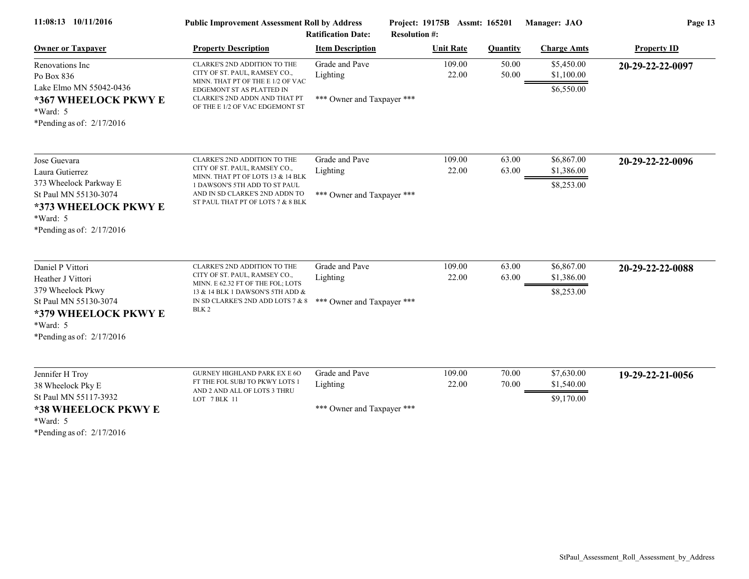| Owner or Taxpayer | Property Description | Item Description | Unit Rate | Quantity | Charge Amts | Property ID |
|---|---|---|---|---|---|---|
| Renovations Inc<br>Po Box 836<br>Lake Elmo MN 55042-0436<br>**\*367 WHEELOCK PKWY E**<br>\*Ward: 5<br>\*Pending as of: 2/17/2016 | CLARKE'S 2ND ADDITION TO THE CITY OF ST. PAUL, RAMSEY CO., MINN. THAT PT OF THE E 1/2 OF VAC EDGEMONT ST AS PLATTED IN CLARKE'S 2ND ADDN AND THAT PT OF THE E 1/2 OF VAC EDGEMONT ST | Grade and Pave<br>Lighting<br><br>\*\*\* Owner and Taxpayer \*\*\* | 109.00<br>22.00 | 50.00<br>50.00 | \$5,450.00<br>\$1,100.00<br>\$6,550.00 | **20-29-22-22-0097** |
| Jose Guevara<br>Laura Gutierrez<br>373 Wheelock Parkway E<br>St Paul MN 55130-3074<br>**\*373 WHEELOCK PKWY E**<br>\*Ward: 5<br>\*Pending as of: 2/17/2016 | CLARKE'S 2ND ADDITION TO THE CITY OF ST. PAUL, RAMSEY CO., MINN. THAT PT OF LOTS 13 & 14 BLK 1 DAWSON'S 5TH ADD TO ST PAUL AND IN SD CLARKE'S 2ND ADDN TO ST PAUL THAT PT OF LOTS 7 & 8 BLK | Grade and Pave<br>Lighting<br><br>\*\*\* Owner and Taxpayer \*\*\* | 109.00<br>22.00 | 63.00<br>63.00 | \$6,867.00<br>\$1,386.00<br>\$8,253.00 | **20-29-22-22-0096** |
| Daniel P Vittori<br>Heather J Vittori<br>379 Wheelock Pkwy<br>St Paul MN 55130-3074<br>**\*379 WHEELOCK PKWY E**<br>\*Ward: 5<br>\*Pending as of: 2/17/2016 | CLARKE'S 2ND ADDITION TO THE CITY OF ST. PAUL, RAMSEY CO., MINN. E 62.32 FT OF THE FOL; LOTS 13 & 14 BLK 1 DAWSON'S 5TH ADD & IN SD CLARKE'S 2ND ADD LOTS 7 & 8 BLK 2 | Grade and Pave<br>Lighting<br><br>\*\*\* Owner and Taxpayer \*\*\* | 109.00<br>22.00 | 63.00<br>63.00 | \$6,867.00<br>\$1,386.00<br>\$8,253.00 | **20-29-22-22-0088** |
| Jennifer H Troy<br>38 Wheelock Pky E<br>St Paul MN 55117-3932<br>**\*38 WHEELOCK PKWY E**<br>\*Ward: 5<br>\*Pending as of: 2/17/2016 | GURNEY HIGHLAND PARK EX E 6O FT THE FOL SUBJ TO PKWY LOTS 1 AND 2 AND ALL OF LOTS 3 THRU LOT 7 BLK 11 | Grade and Pave<br>Lighting<br><br>\*\*\* Owner and Taxpayer \*\*\* | 109.00<br>22.00 | 70.00<br>70.00 | \$7,630.00<br>\$1,540.00<br>\$9,170.00 | **19-29-22-21-0056** |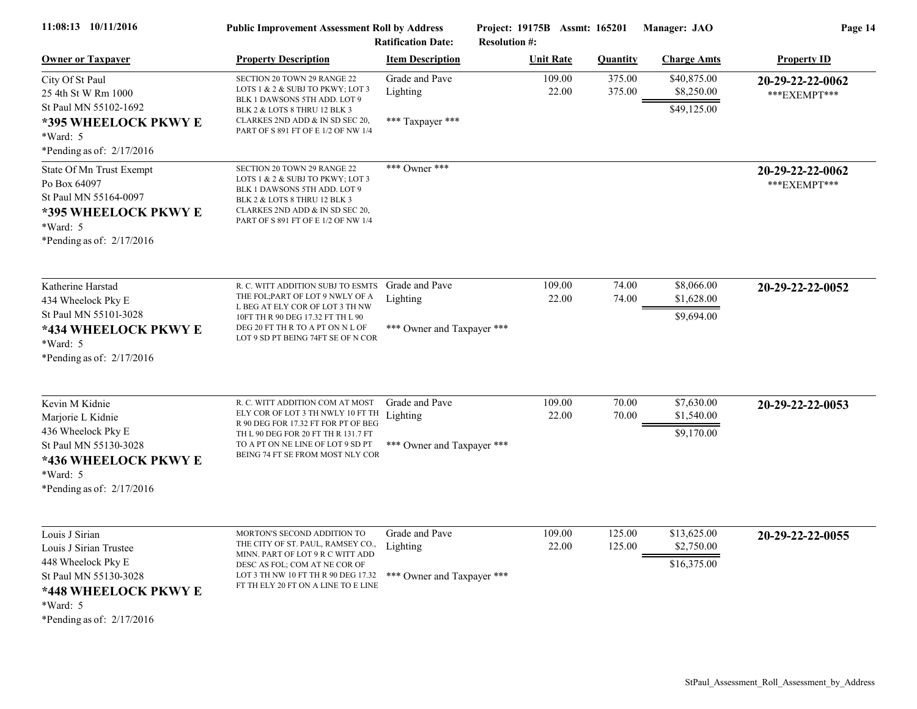**11:08:13 10/11/2016** | **Public Improvement Assessment Roll by Address** | **Project: 19175B Assmt: 165201** | **Manager: JAO**

**Ratification Date:** | **Resolution #:**

| Owner or Taxpayer | Property Description | Item Description | Unit Rate | Quantity | Charge Amts | Property ID |
|---|---|---|---|---|---|---|
| City Of St Paul<br>25 4th St W Rm 1000<br>St Paul MN 55102-1692<br>**\*395 WHEELOCK PKWY E**<br>\*Ward: 5<br>\*Pending as of: 2/17/2016 | SECTION 20 TOWN 29 RANGE 22 LOTS 1 & 2 & SUBJ TO PKWY; LOT 3 BLK 1 DAWSONS 5TH ADD. LOT 9 BLK 2 & LOTS 8 THRU 12 BLK 3 CLARKES 2ND ADD & IN SD SEC 20, PART OF S 891 FT OF E 1/2 OF NW 1/4 | Grade and Pave<br>Lighting<br><br>\*\*\* Taxpayer \*\*\* | 109.00<br>22.00 | 375.00<br>375.00 | $40,875.00<br>$8,250.00<br>$49,125.00 | **20-29-22-22-0062**<br>\*\*\*EXEMPT\*\*\* |
| State Of Mn Trust Exempt<br>Po Box 64097<br>St Paul MN 55164-0097<br>**\*395 WHEELOCK PKWY E**<br>\*Ward: 5<br>\*Pending as of: 2/17/2016 | SECTION 20 TOWN 29 RANGE 22 LOTS 1 & 2 & SUBJ TO PKWY; LOT 3 BLK 1 DAWSONS 5TH ADD. LOT 9 BLK 2 & LOTS 8 THRU 12 BLK 3 CLARKES 2ND ADD & IN SD SEC 20, PART OF S 891 FT OF E 1/2 OF NW 1/4 | \*\*\* Owner \*\*\* | | | | **20-29-22-22-0062**<br>\*\*\*EXEMPT\*\*\* |
| Katherine Harstad<br>434 Wheelock Pky E<br>St Paul MN 55101-3028<br>**\*434 WHEELOCK PKWY E**<br>\*Ward: 5<br>\*Pending as of: 2/17/2016 | R. C. WITT ADDITION SUBJ TO ESMTS THE FOL;PART OF LOT 9 NWLY OF A L BEG AT ELY COR OF LOT 3 TH NW 10FT TH R 90 DEG 17.32 FT TH L 90 DEG 20 FT TH R TO A PT ON N L OF LOT 9 SD PT BEING 74FT SE OF N COR | Grade and Pave<br>Lighting<br><br>\*\*\* Owner and Taxpayer \*\*\* | 109.00<br>22.00 | 74.00<br>74.00 | $8,066.00<br>$1,628.00<br>$9,694.00 | **20-29-22-22-0052** |
| Kevin M Kidnie<br>Marjorie L Kidnie<br>436 Wheelock Pky E<br>St Paul MN 55130-3028<br>**\*436 WHEELOCK PKWY E**<br>\*Ward: 5<br>\*Pending as of: 2/17/2016 | R. C. WITT ADDITION COM AT MOST ELY COR OF LOT 3 TH NWLY 10 FT TH R 90 DEG FOR 17.32 FT FOR PT OF BEG TH L 90 DEG FOR 20 FT TH R 131.7 FT TO A PT ON NE LINE OF LOT 9 SD PT BEING 74 FT SE FROM MOST NLY COR | Grade and Pave<br>Lighting<br><br>\*\*\* Owner and Taxpayer \*\*\* | 109.00<br>22.00 | 70.00<br>70.00 | $7,630.00<br>$1,540.00<br>$9,170.00 | **20-29-22-22-0053** |
| Louis J Sirian<br>Louis J Sirian Trustee<br>448 Wheelock Pky E<br>St Paul MN 55130-3028<br>**\*448 WHEELOCK PKWY E**<br>\*Ward: 5<br>\*Pending as of: 2/17/2016 | MORTON'S SECOND ADDITION TO THE CITY OF ST. PAUL, RAMSEY CO., MINN. PART OF LOT 9 R C WITT ADD DESC AS FOL; COM AT NE COR OF LOT 3 TH NW 10 FT TH R 90 DEG 17.32 FT TH ELY 20 FT ON A LINE TO E LINE | Grade and Pave<br>Lighting<br><br>\*\*\* Owner and Taxpayer \*\*\* | 109.00<br>22.00 | 125.00<br>125.00 | $13,625.00<br>$2,750.00<br>$16,375.00 | **20-29-22-22-0055** |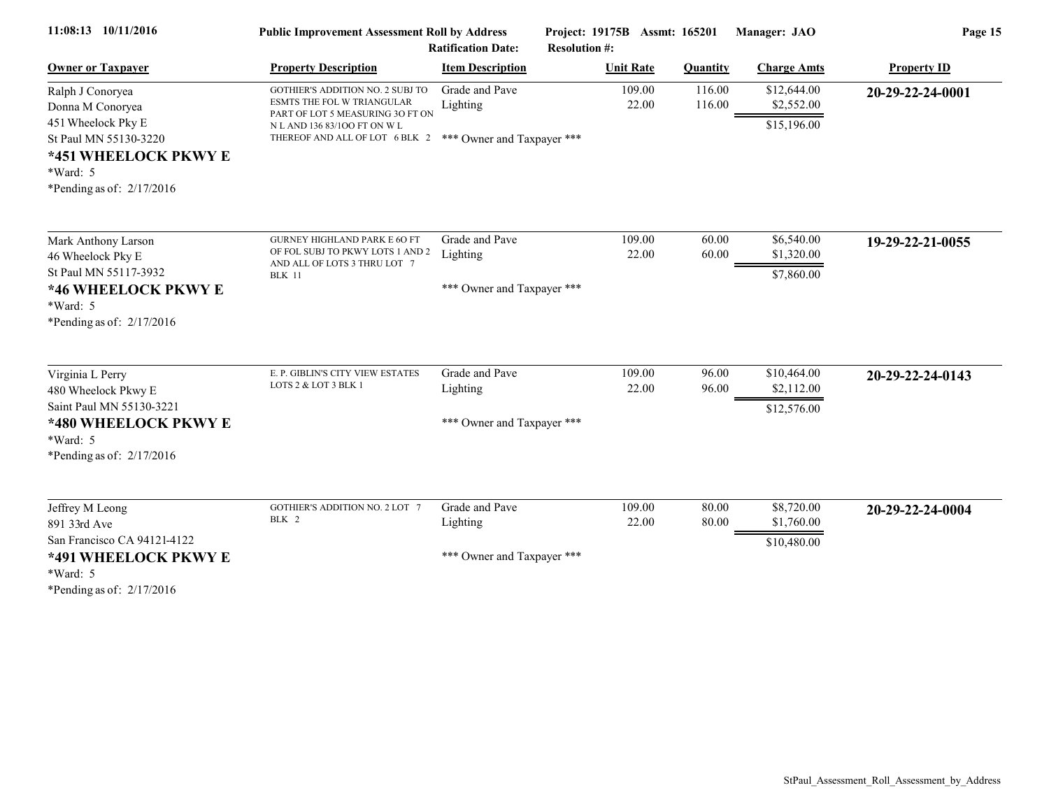**Public Improvement Assessment Roll by Address** | **Ratification Date:** | **Project: 19175B** | **Assmt: 165201** | **Resolution #:** | **Manager: JAO**

| Owner or Taxpayer | Property Description | Item Description | Unit Rate | Quantity | Charge Amts | Property ID |
|---|---|---|---|---|---|---|
| Ralph J Conoryea<br>Donna M Conoryea<br>451 Wheelock Pky E<br>St Paul MN 55130-3220<br>**\*451 WHEELOCK PKWY E**<br>*Ward: 5<br>*Pending as of: 2/17/2016 | GOTHIER'S ADDITION NO. 2 SUBJ TO ESMTS THE FOL W TRIANGULAR PART OF LOT 5 MEASURING 3O FT ON N L AND 136 83/1OO FT ON W L THEREOF AND ALL OF LOT 6 BLK 2 | Grade and Pave<br>Lighting<br>*** Owner and Taxpayer *** | 109.00<br>22.00 | 116.00<br>116.00 | $12,644.00<br>$2,552.00<br>$15,196.00 | **20-29-22-24-0001** |
| Mark Anthony Larson<br>46 Wheelock Pky E<br>St Paul MN 55117-3932<br>**\*46 WHEELOCK PKWY E**<br>*Ward: 5<br>*Pending as of: 2/17/2016 | GURNEY HIGHLAND PARK E 6O FT OF FOL SUBJ TO PKWY LOTS 1 AND 2 AND ALL OF LOTS 3 THRU LOT 7 BLK 11 | Grade and Pave<br>Lighting<br>*** Owner and Taxpayer *** | 109.00<br>22.00 | 60.00<br>60.00 | $6,540.00<br>$1,320.00<br>$7,860.00 | **19-29-22-21-0055** |
| Virginia L Perry<br>480 Wheelock Pkwy E<br>Saint Paul MN 55130-3221<br>**\*480 WHEELOCK PKWY E**<br>*Ward: 5<br>*Pending as of: 2/17/2016 | E. P. GIBLIN'S CITY VIEW ESTATES LOTS 2 & LOT 3 BLK 1 | Grade and Pave<br>Lighting<br>*** Owner and Taxpayer *** | 109.00<br>22.00 | 96.00<br>96.00 | $10,464.00<br>$2,112.00<br>$12,576.00 | **20-29-22-24-0143** |
| Jeffrey M Leong<br>891 33rd Ave<br>San Francisco CA 94121-4122<br>**\*491 WHEELOCK PKWY E**<br>*Ward: 5<br>*Pending as of: 2/17/2016 | GOTHIER'S ADDITION NO. 2 LOT 7 BLK 2 | Grade and Pave<br>Lighting<br>*** Owner and Taxpayer *** | 109.00<br>22.00 | 80.00<br>80.00 | $8,720.00<br>$1,760.00<br>$10,480.00 | **20-29-22-24-0004** |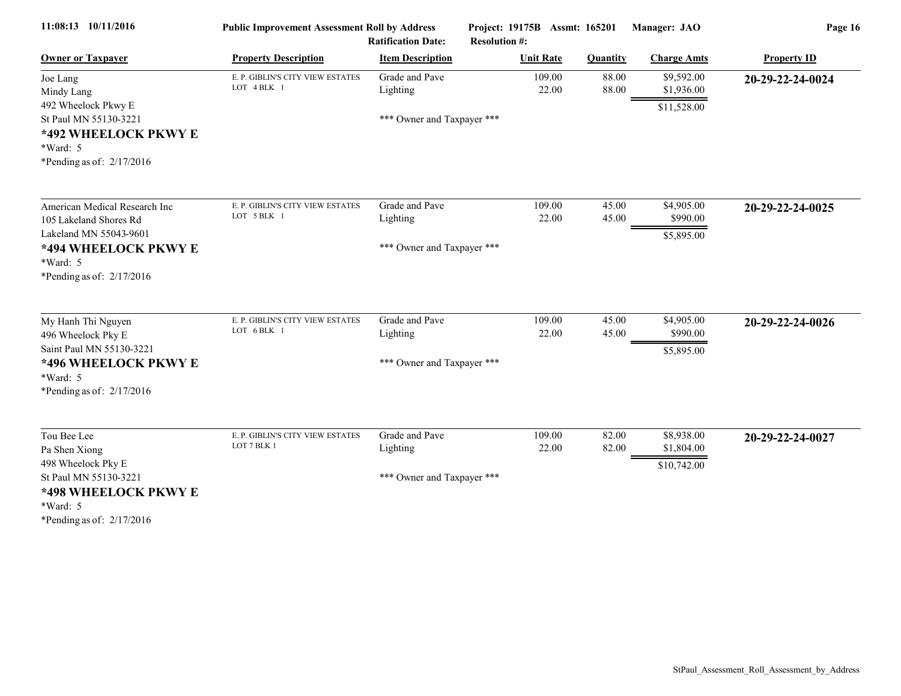| Owner or Taxpayer | Property Description | Item Description | Unit Rate | Quantity | Charge Amts | Property ID |
|---|---|---|---|---|---|---|
| Joe Lang<br>Mindy Lang<br>492 Wheelock Pkwy E<br>St Paul MN 55130-3221<br>**\*492 WHEELOCK PKWY E**<br>\*Ward: 5<br>\*Pending as of: 2/17/2016 | E. P. GIBLIN'S CITY VIEW ESTATES<br>LOT 4 BLK 1 | Grade and Pave<br>Lighting<br><br>\*\*\* Owner and Taxpayer \*\*\* | 109.00<br>22.00 | 88.00<br>88.00 | $9,592.00<br>$1,936.00<br>$11,528.00 | **20-29-22-24-0024** |
| American Medical Research Inc<br>105 Lakeland Shores Rd<br>Lakeland MN 55043-9601<br>**\*494 WHEELOCK PKWY E**<br>\*Ward: 5<br>\*Pending as of: 2/17/2016 | E. P. GIBLIN'S CITY VIEW ESTATES<br>LOT 5 BLK 1 | Grade and Pave<br>Lighting<br><br>\*\*\* Owner and Taxpayer \*\*\* | 109.00<br>22.00 | 45.00<br>45.00 | $4,905.00<br>$990.00<br>$5,895.00 | **20-29-22-24-0025** |
| My Hanh Thi Nguyen<br>496 Wheelock Pky E<br>Saint Paul MN 55130-3221<br>**\*496 WHEELOCK PKWY E**<br>\*Ward: 5<br>\*Pending as of: 2/17/2016 | E. P. GIBLIN'S CITY VIEW ESTATES<br>LOT 6 BLK 1 | Grade and Pave<br>Lighting<br><br>\*\*\* Owner and Taxpayer \*\*\* | 109.00<br>22.00 | 45.00<br>45.00 | $4,905.00<br>$990.00<br>$5,895.00 | **20-29-22-24-0026** |
| Tou Bee Lee<br>Pa Shen Xiong<br>498 Wheelock Pky E<br>St Paul MN 55130-3221<br>**\*498 WHEELOCK PKWY E**<br>\*Ward: 5<br>\*Pending as of: 2/17/2016 | E. P. GIBLIN'S CITY VIEW ESTATES<br>LOT 7 BLK 1 | Grade and Pave<br>Lighting<br><br>\*\*\* Owner and Taxpayer \*\*\* | 109.00<br>22.00 | 82.00<br>82.00 | $8,938.00<br>$1,804.00<br>$10,742.00 | **20-29-22-24-0027** |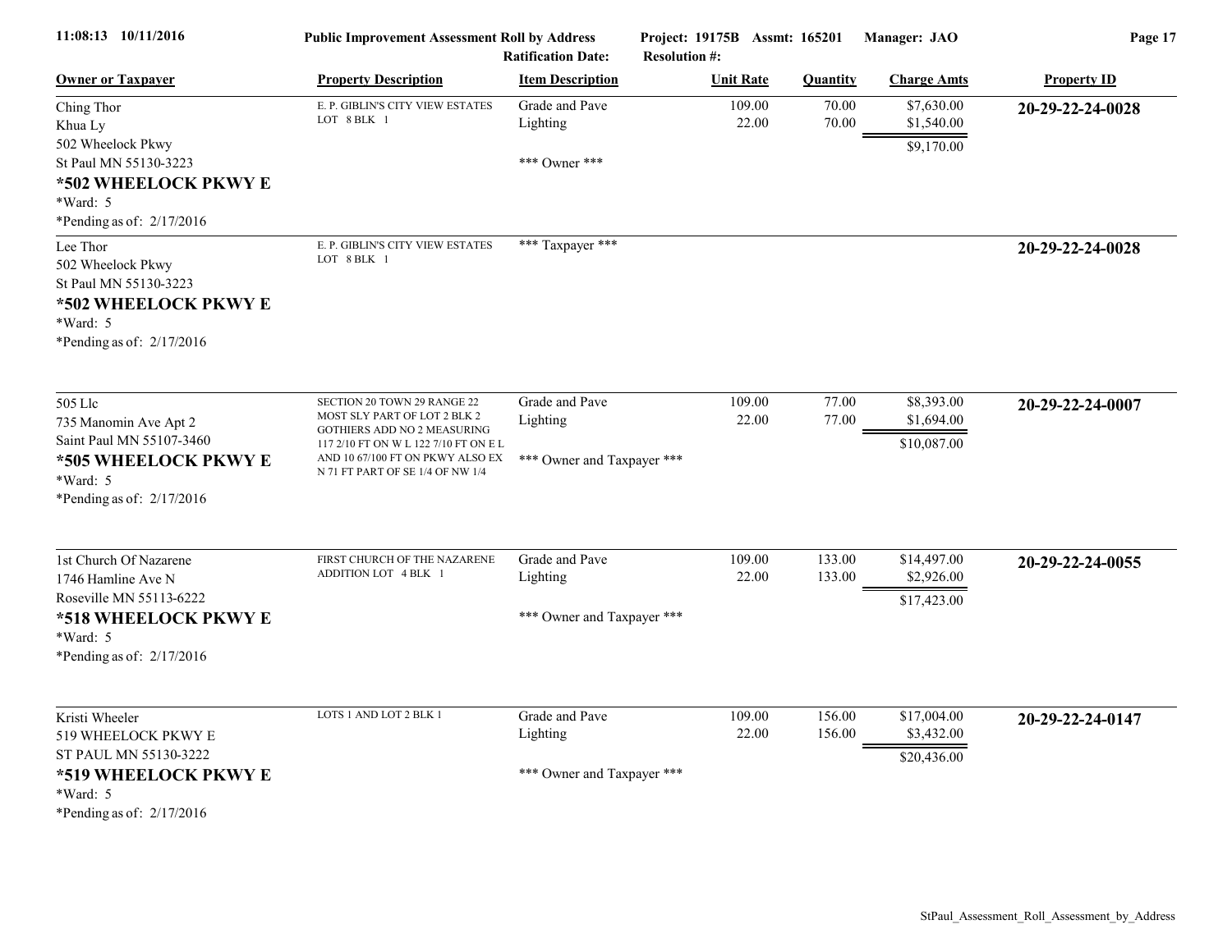| Owner or Taxpayer | Property Description | Item Description | Unit Rate | Quantity | Charge Amts | Property ID |
|---|---|---|---|---|---|---|
| Ching Thor<br>Khua Ly<br>502 Wheelock Pkwy<br>St Paul MN 55130-3223<br>**\*502 WHEELOCK PKWY E**<br>\*Ward: 5<br>\*Pending as of: 2/17/2016 | E. P. GIBLIN'S CITY VIEW ESTATES LOT 8 BLK 1 | Grade and Pave<br>Lighting<br><br>\*\*\* Owner \*\*\* | 109.00<br>22.00 | 70.00<br>70.00 | $7,630.00<br>$1,540.00<br>$9,170.00 | **20-29-22-24-0028** |
| Lee Thor<br>502 Wheelock Pkwy<br>St Paul MN 55130-3223<br>**\*502 WHEELOCK PKWY E**<br>\*Ward: 5<br>\*Pending as of: 2/17/2016 | E. P. GIBLIN'S CITY VIEW ESTATES LOT 8 BLK 1 | \*\*\* Taxpayer \*\*\* | | | | **20-29-22-24-0028** |
| 505 Llc<br>735 Manomin Ave Apt 2<br>Saint Paul MN 55107-3460<br>**\*505 WHEELOCK PKWY E**<br>\*Ward: 5<br>\*Pending as of: 2/17/2016 | SECTION 20 TOWN 29 RANGE 22 MOST SLY PART OF LOT 2 BLK 2 GOTHIERS ADD NO 2 MEASURING 117 2/10 FT ON W L 122 7/10 FT ON E L AND 10 67/100 FT ON PKWY ALSO EX N 71 FT PART OF SE 1/4 OF NW 1/4 | Grade and Pave<br>Lighting<br><br>\*\*\* Owner and Taxpayer \*\*\* | 109.00<br>22.00 | 77.00<br>77.00 | $8,393.00<br>$1,694.00<br>$10,087.00 | **20-29-22-24-0007** |
| 1st Church Of Nazarene<br>1746 Hamline Ave N<br>Roseville MN 55113-6222<br>**\*518 WHEELOCK PKWY E**<br>\*Ward: 5<br>\*Pending as of: 2/17/2016 | FIRST CHURCH OF THE NAZARENE ADDITION LOT 4 BLK 1 | Grade and Pave<br>Lighting<br><br>\*\*\* Owner and Taxpayer \*\*\* | 109.00<br>22.00 | 133.00<br>133.00 | $14,497.00<br>$2,926.00<br>$17,423.00 | **20-29-22-24-0055** |
| Kristi Wheeler<br>519 WHEELOCK PKWY E<br>ST PAUL MN 55130-3222<br>**\*519 WHEELOCK PKWY E**<br>\*Ward: 5<br>\*Pending as of: 2/17/2016 | LOTS 1 AND LOT 2 BLK 1 | Grade and Pave<br>Lighting<br><br>\*\*\* Owner and Taxpayer \*\*\* | 109.00<br>22.00 | 156.00<br>156.00 | $17,004.00<br>$3,432.00<br>$20,436.00 | **20-29-22-24-0147** |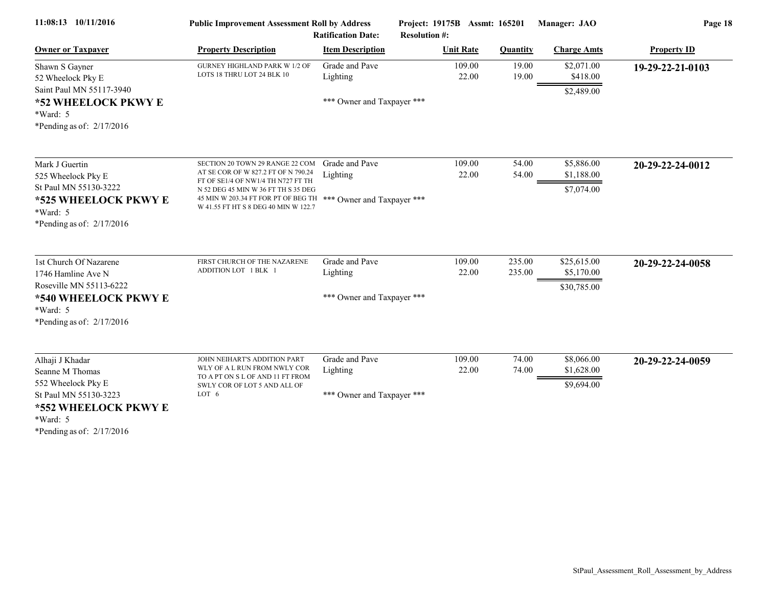| Owner or Taxpayer | Property Description | Item Description | Unit Rate | Quantity | Charge Amts | Property ID |
|---|---|---|---|---|---|---|
| Shawn S Gayner<br>52 Wheelock Pky E<br>Saint Paul MN 55117-3940<br>**\*52 WHEELOCK PKWY E**<br>\*Ward: 5<br>\*Pending as of: 2/17/2016 | GURNEY HIGHLAND PARK W 1/2 OF LOTS 18 THRU LOT 24 BLK 10 | Grade and Pave<br>Lighting<br><br>\*\*\* Owner and Taxpayer \*\*\* | 109.00<br>22.00 | 19.00<br>19.00 | $2,071.00<br>$418.00<br>$2,489.00 | **19-29-22-21-0103** |
| Mark J Guertin<br>525 Wheelock Pky E<br>St Paul MN 55130-3222<br>**\*525 WHEELOCK PKWY E**<br>\*Ward: 5<br>\*Pending as of: 2/17/2016 | SECTION 20 TOWN 29 RANGE 22 COM AT SE COR OF W 827.2 FT OF N 790.24 FT OF SE1/4 OF NW1/4 TH N727 FT TH N 52 DEG 45 MIN W 36 FT TH S 35 DEG 45 MIN W 203.34 FT FOR PT OF BEG TH W 41.55 FT HT S 8 DEG 40 MIN W 122.7 | Grade and Pave<br>Lighting<br><br>\*\*\* Owner and Taxpayer \*\*\* | 109.00<br>22.00 | 54.00<br>54.00 | $5,886.00<br>$1,188.00<br>$7,074.00 | **20-29-22-24-0012** |
| 1st Church Of Nazarene<br>1746 Hamline Ave N<br>Roseville MN 55113-6222<br>**\*540 WHEELOCK PKWY E**<br>\*Ward: 5<br>\*Pending as of: 2/17/2016 | FIRST CHURCH OF THE NAZARENE ADDITION LOT 1 BLK 1 | Grade and Pave<br>Lighting<br><br>\*\*\* Owner and Taxpayer \*\*\* | 109.00<br>22.00 | 235.00<br>235.00 | $25,615.00<br>$5,170.00<br>$30,785.00 | **20-29-22-24-0058** |
| Alhaji J Khadar<br>Seanne M Thomas<br>552 Wheelock Pky E<br>St Paul MN 55130-3223<br>**\*552 WHEELOCK PKWY E**<br>\*Ward: 5<br>\*Pending as of: 2/17/2016 | JOHN NEIHART'S ADDITION PART WLY OF A L RUN FROM NWLY COR TO A PT ON S L OF AND 11 FT FROM SWLY COR OF LOT 5 AND ALL OF LOT 6 | Grade and Pave<br>Lighting<br><br>\*\*\* Owner and Taxpayer \*\*\* | 109.00<br>22.00 | 74.00<br>74.00 | $8,066.00<br>$1,628.00<br>$9,694.00 | **20-29-22-24-0059** |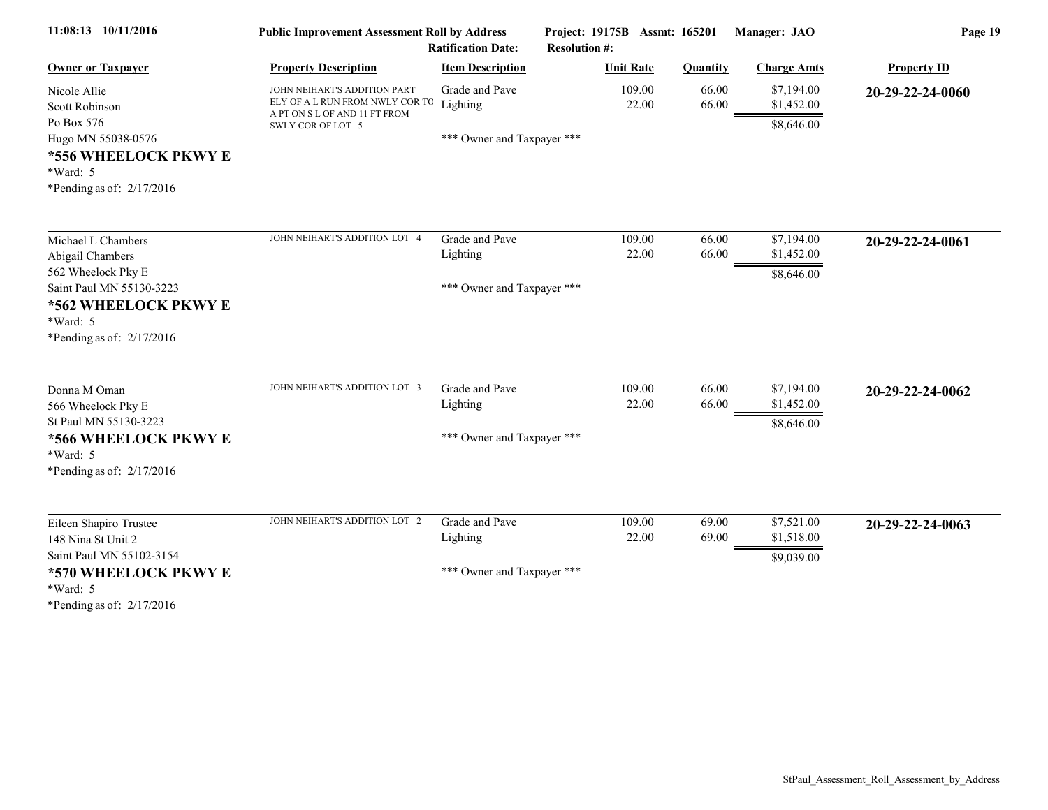| Owner or Taxpayer | Property Description | Item Description | Unit Rate | Quantity | Charge Amts | Property ID |
|---|---|---|---|---|---|---|
| Nicole Allie<br>Scott Robinson<br>Po Box 576<br>Hugo MN 55038-0576<br>**\*556 WHEELOCK PKWY E**<br>\*Ward: 5<br>\*Pending as of: 2/17/2016 | JOHN NEIHART'S ADDITION PART ELY OF A L RUN FROM NWLY COR TO A PT ON S L OF AND 11 FT FROM SWLY COR OF LOT 5 | Grade and Pave<br>Lighting<br><br>\*\*\* Owner and Taxpayer \*\*\* | 109.00<br>22.00 | 66.00<br>66.00 | \$7,194.00<br>\$1,452.00<br>\$8,646.00 | **20-29-22-24-0060** |
| Michael L Chambers<br>Abigail Chambers<br>562 Wheelock Pky E<br>Saint Paul MN 55130-3223<br>**\*562 WHEELOCK PKWY E**<br>\*Ward: 5<br>\*Pending as of: 2/17/2016 | JOHN NEIHART'S ADDITION LOT 4 | Grade and Pave<br>Lighting<br><br>\*\*\* Owner and Taxpayer \*\*\* | 109.00<br>22.00 | 66.00<br>66.00 | \$7,194.00<br>\$1,452.00<br>\$8,646.00 | **20-29-22-24-0061** |
| Donna M Oman<br>566 Wheelock Pky E<br>St Paul MN 55130-3223<br>**\*566 WHEELOCK PKWY E**<br>\*Ward: 5<br>\*Pending as of: 2/17/2016 | JOHN NEIHART'S ADDITION LOT 3 | Grade and Pave<br>Lighting<br><br>\*\*\* Owner and Taxpayer \*\*\* | 109.00<br>22.00 | 66.00<br>66.00 | \$7,194.00<br>\$1,452.00<br>\$8,646.00 | **20-29-22-24-0062** |
| Eileen Shapiro Trustee<br>148 Nina St Unit 2<br>Saint Paul MN 55102-3154<br>**\*570 WHEELOCK PKWY E**<br>\*Ward: 5<br>\*Pending as of: 2/17/2016 | JOHN NEIHART'S ADDITION LOT 2 | Grade and Pave<br>Lighting<br><br>\*\*\* Owner and Taxpayer \*\*\* | 109.00<br>22.00 | 69.00<br>69.00 | \$7,521.00<br>\$1,518.00<br>\$9,039.00 | **20-29-22-24-0063** |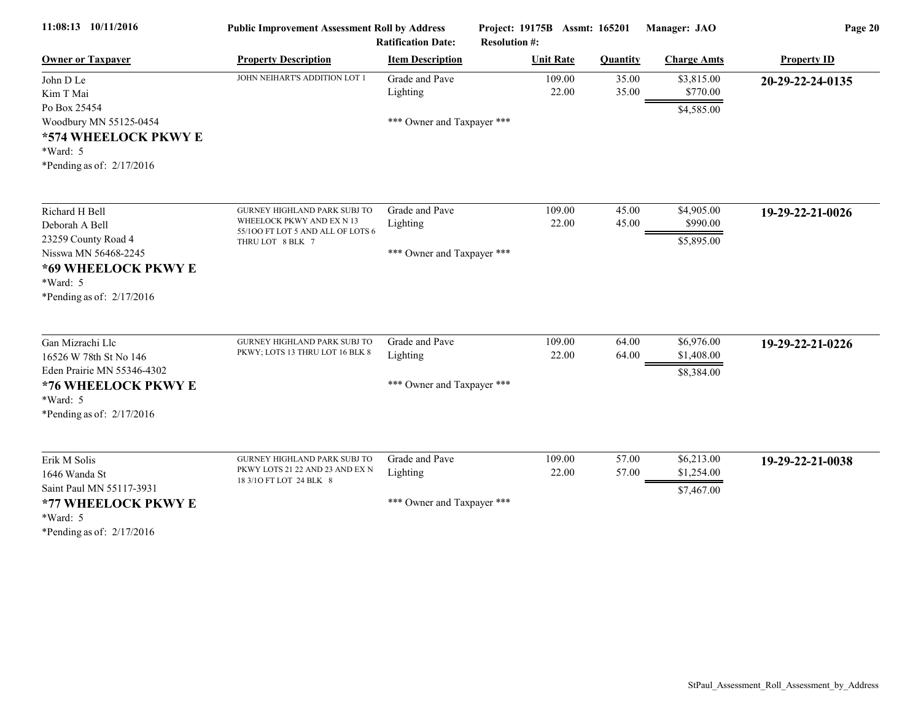| Owner or Taxpayer | Property Description | Item Description | Unit Rate | Quantity | Charge Amts | Property ID |
|---|---|---|---|---|---|---|
| John D Le<br>Kim T Mai<br>Po Box 25454<br>Woodbury MN 55125-0454<br>**\*574 WHEELOCK PKWY E**<br>\*Ward: 5<br>\*Pending as of: 2/17/2016 | JOHN NEIHART'S ADDITION LOT 1 | Grade and Pave<br>Lighting<br>\*\*\* Owner and Taxpayer \*\*\* | 109.00<br>22.00 | 35.00<br>35.00 | $3,815.00<br>$770.00<br>$4,585.00 | **20-29-22-24-0135** |
| Richard H Bell<br>Deborah A Bell<br>23259 County Road 4<br>Nisswa MN 56468-2245<br>**\*69 WHEELOCK PKWY E**<br>\*Ward: 5<br>\*Pending as of: 2/17/2016 | GURNEY HIGHLAND PARK SUBJ TO WHEELOCK PKWY AND EX N 13 55/1OO FT LOT 5 AND ALL OF LOTS 6 THRU LOT 8 BLK 7 | Grade and Pave<br>Lighting<br>\*\*\* Owner and Taxpayer \*\*\* | 109.00<br>22.00 | 45.00<br>45.00 | $4,905.00<br>$990.00<br>$5,895.00 | **19-29-22-21-0026** |
| Gan Mizrachi Llc<br>16526 W 78th St No 146<br>Eden Prairie MN 55346-4302<br>**\*76 WHEELOCK PKWY E**<br>\*Ward: 5<br>\*Pending as of: 2/17/2016 | GURNEY HIGHLAND PARK SUBJ TO PKWY; LOTS 13 THRU LOT 16 BLK 8 | Grade and Pave<br>Lighting<br>\*\*\* Owner and Taxpayer \*\*\* | 109.00<br>22.00 | 64.00<br>64.00 | $6,976.00<br>$1,408.00<br>$8,384.00 | **19-29-22-21-0226** |
| Erik M Solis<br>1646 Wanda St<br>Saint Paul MN 55117-3931<br>**\*77 WHEELOCK PKWY E**<br>\*Ward: 5<br>\*Pending as of: 2/17/2016 | GURNEY HIGHLAND PARK SUBJ TO PKWY LOTS 21 22 AND 23 AND EX N 18 3/1O FT LOT 24 BLK 8 | Grade and Pave<br>Lighting<br>\*\*\* Owner and Taxpayer \*\*\* | 109.00<br>22.00 | 57.00<br>57.00 | $6,213.00<br>$1,254.00<br>$7,467.00 | **19-29-22-21-0038** |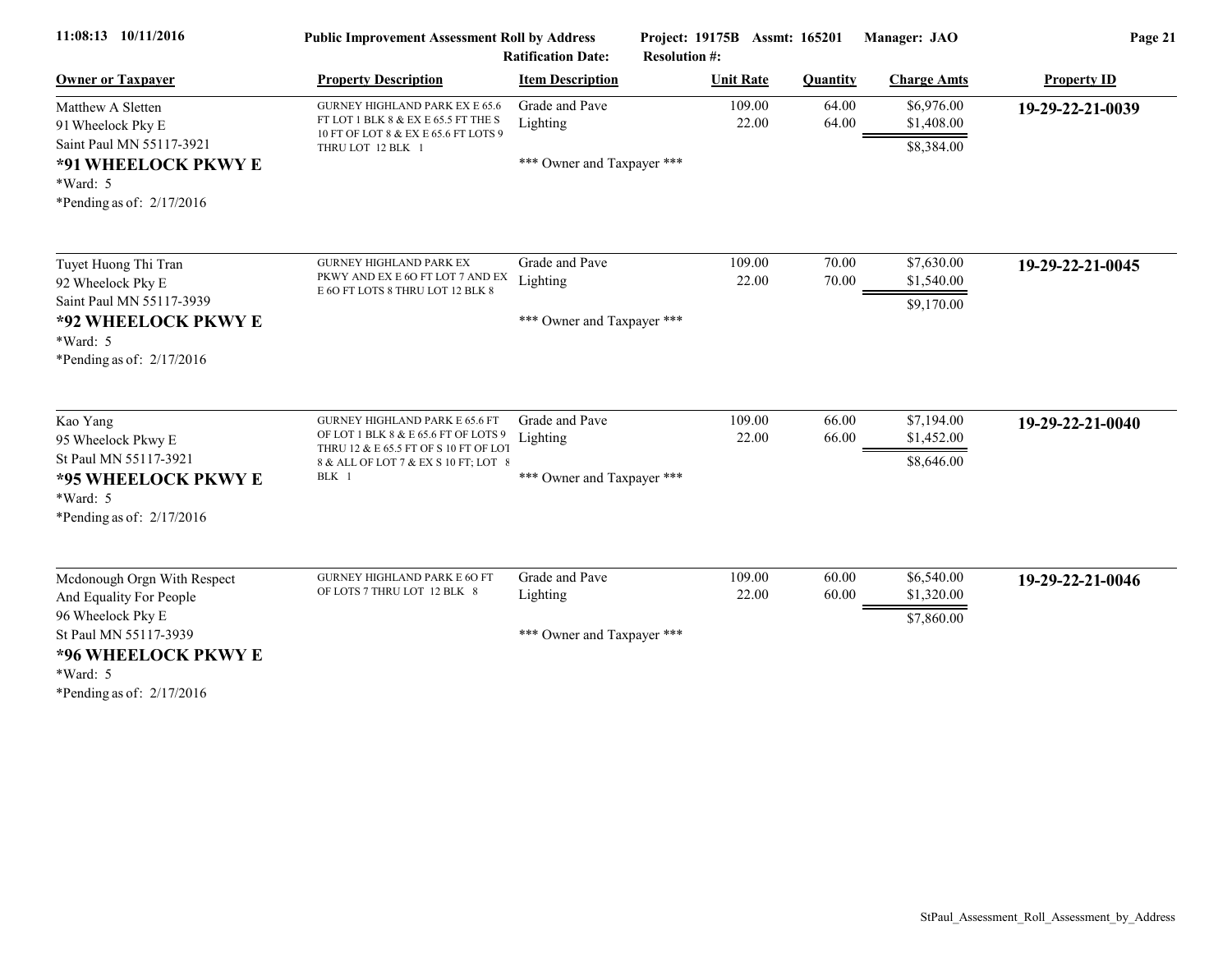| Owner or Taxpayer | Property Description | Item Description | Unit Rate | Quantity | Charge Amts | Property ID |
|---|---|---|---|---|---|---|
| Matthew A Sletten<br>91 Wheelock Pky E<br>Saint Paul MN 55117-3921<br>**\*91 WHEELOCK PKWY E**<br>\*Ward: 5<br>\*Pending as of: 2/17/2016 | GURNEY HIGHLAND PARK EX E 65.6 FT LOT 1 BLK 8 & EX E 65.5 FT THE S 10 FT OF LOT 8 & EX E 65.6 FT LOTS 9 THRU LOT 12 BLK 1 | Grade and Pave<br>Lighting<br><br>\*\*\* Owner and Taxpayer \*\*\* | 109.00<br>22.00 | 64.00<br>64.00 | $6,976.00<br>$1,408.00<br>$8,384.00 | **19-29-22-21-0039** |
| Tuyet Huong Thi Tran<br>92 Wheelock Pky E<br>Saint Paul MN 55117-3939<br>**\*92 WHEELOCK PKWY E**<br>\*Ward: 5<br>\*Pending as of: 2/17/2016 | GURNEY HIGHLAND PARK EX PKWY AND EX E 6O FT LOT 7 AND EX E 6O FT LOTS 8 THRU LOT 12 BLK 8 | Grade and Pave<br>Lighting<br><br>\*\*\* Owner and Taxpayer \*\*\* | 109.00<br>22.00 | 70.00<br>70.00 | $7,630.00<br>$1,540.00<br>$9,170.00 | **19-29-22-21-0045** |
| Kao Yang<br>95 Wheelock Pkwy E<br>St Paul MN 55117-3921<br>**\*95 WHEELOCK PKWY E**<br>\*Ward: 5<br>\*Pending as of: 2/17/2016 | GURNEY HIGHLAND PARK E 65.6 FT OF LOT 1 BLK 8 & E 65.6 FT OF LOTS 9 THRU 12 & E 65.5 FT OF S 10 FT OF LOT 8 & ALL OF LOT 7 & EX S 10 FT; LOT 8 BLK 1 | Grade and Pave<br>Lighting<br><br>\*\*\* Owner and Taxpayer \*\*\* | 109.00<br>22.00 | 66.00<br>66.00 | $7,194.00<br>$1,452.00<br>$8,646.00 | **19-29-22-21-0040** |
| Mcdonough Orgn With Respect And Equality For People<br>96 Wheelock Pky E<br>St Paul MN 55117-3939<br>**\*96 WHEELOCK PKWY E**<br>\*Ward: 5<br>\*Pending as of: 2/17/2016 | GURNEY HIGHLAND PARK E 6O FT OF LOTS 7 THRU LOT 12 BLK 8 | Grade and Pave<br>Lighting<br><br>\*\*\* Owner and Taxpayer \*\*\* | 109.00<br>22.00 | 60.00<br>60.00 | $6,540.00<br>$1,320.00<br>$7,860.00 | **19-29-22-21-0046** |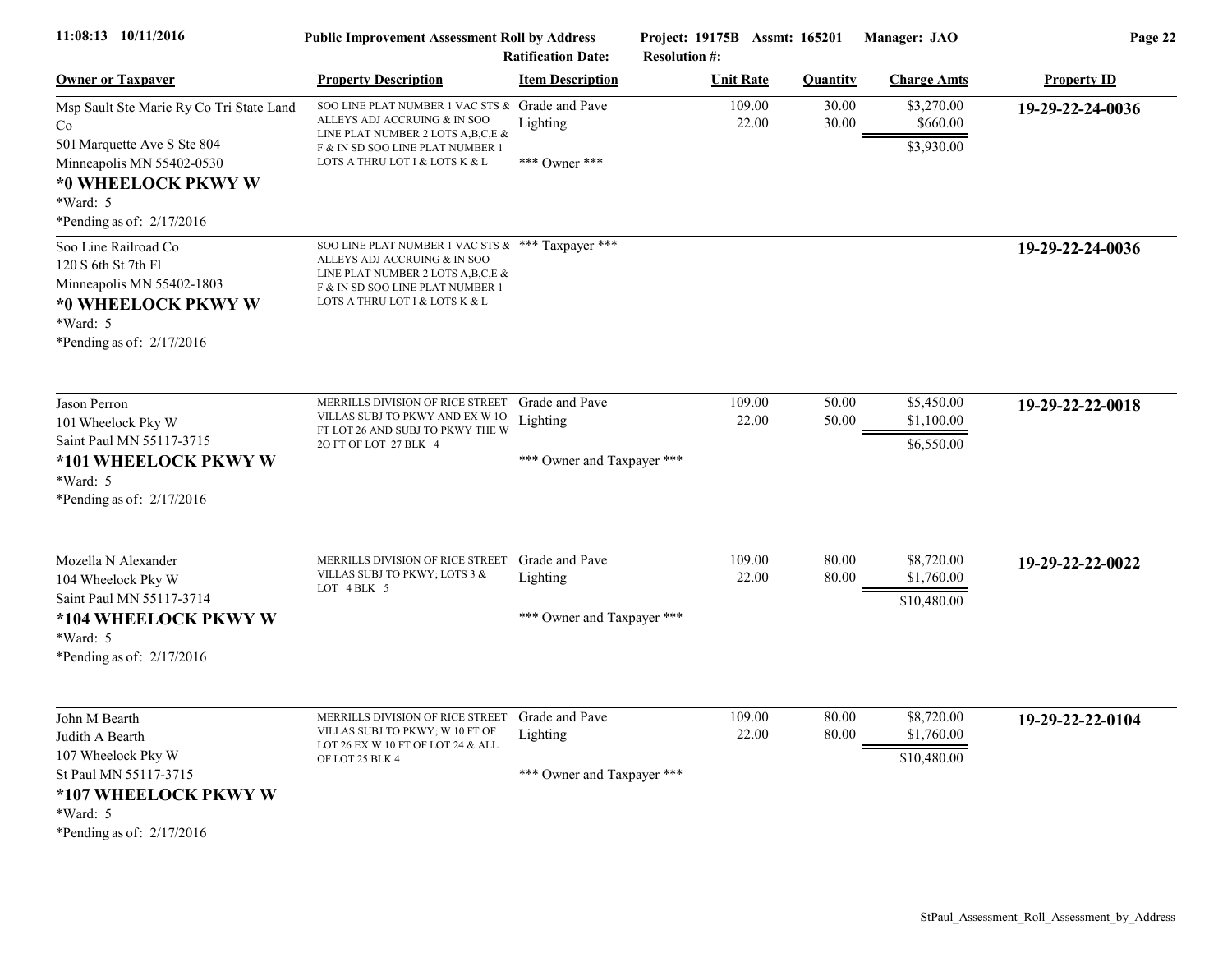11:08:13 10/11/2016 — **Public Improvement Assessment Roll by Address** — Project: 19175B Assmt: 165201 — Manager: JAO

Ratification Date: — Resolution #:

| Owner or Taxpayer | Property Description | Item Description | Unit Rate | Quantity | Charge Amts | Property ID |
|---|---|---|---|---|---|---|
| Msp Sault Ste Marie Ry Co Tri State Land Co<br>501 Marquette Ave S Ste 804<br>Minneapolis MN 55402-0530<br>**\*0 WHEELOCK PKWY W**<br>\*Ward: 5<br>\*Pending as of: 2/17/2016 | SOO LINE PLAT NUMBER 1 VAC STS & ALLEYS ADJ ACCRUING & IN SOO LINE PLAT NUMBER 2 LOTS A,B,C,E & F & IN SD SOO LINE PLAT NUMBER 1 LOTS A THRU LOT I & LOTS K & L | Grade and Pave<br>Lighting<br><br>\*\*\* Owner \*\*\* | 109.00<br>22.00 | 30.00<br>30.00 | \$3,270.00<br>\$660.00<br>\$3,930.00 | **19-29-22-24-0036** |
| Soo Line Railroad Co<br>120 S 6th St 7th Fl<br>Minneapolis MN 55402-1803<br>**\*0 WHEELOCK PKWY W**<br>\*Ward: 5<br>\*Pending as of: 2/17/2016 | SOO LINE PLAT NUMBER 1 VAC STS & ALLEYS ADJ ACCRUING & IN SOO LINE PLAT NUMBER 2 LOTS A,B,C,E & F & IN SD SOO LINE PLAT NUMBER 1 LOTS A THRU LOT I & LOTS K & L | \*\*\* Taxpayer \*\*\* | | | | **19-29-22-24-0036** |
| Jason Perron<br>101 Wheelock Pky W<br>Saint Paul MN 55117-3715<br>**\*101 WHEELOCK PKWY W**<br>\*Ward: 5<br>\*Pending as of: 2/17/2016 | MERRILLS DIVISION OF RICE STREET VILLAS SUBJ TO PKWY AND EX W 1O FT LOT 26 AND SUBJ TO PKWY THE W 2O FT OF LOT 27 BLK 4 | Grade and Pave<br>Lighting<br><br>\*\*\* Owner and Taxpayer \*\*\* | 109.00<br>22.00 | 50.00<br>50.00 | \$5,450.00<br>\$1,100.00<br>\$6,550.00 | **19-29-22-22-0018** |
| Mozella N Alexander<br>104 Wheelock Pky W<br>Saint Paul MN 55117-3714<br>**\*104 WHEELOCK PKWY W**<br>\*Ward: 5<br>\*Pending as of: 2/17/2016 | MERRILLS DIVISION OF RICE STREET VILLAS SUBJ TO PKWY; LOTS 3 & LOT 4 BLK 5 | Grade and Pave<br>Lighting<br><br>\*\*\* Owner and Taxpayer \*\*\* | 109.00<br>22.00 | 80.00<br>80.00 | \$8,720.00<br>\$1,760.00<br>\$10,480.00 | **19-29-22-22-0022** |
| John M Bearth<br>Judith A Bearth<br>107 Wheelock Pky W<br>St Paul MN 55117-3715<br>**\*107 WHEELOCK PKWY W**<br>\*Ward: 5<br>\*Pending as of: 2/17/2016 | MERRILLS DIVISION OF RICE STREET VILLAS SUBJ TO PKWY; W 10 FT OF LOT 26 EX W 10 FT OF LOT 24 & ALL OF LOT 25 BLK 4 | Grade and Pave<br>Lighting<br><br>\*\*\* Owner and Taxpayer \*\*\* | 109.00<br>22.00 | 80.00<br>80.00 | \$8,720.00<br>\$1,760.00<br>\$10,480.00 | **19-29-22-22-0104** |

StPaul_Assessment_Roll_Assessment_by_Address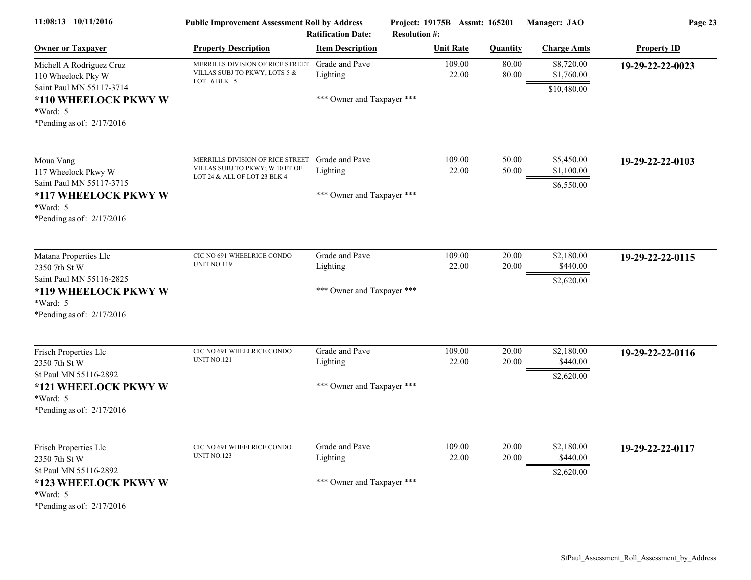**Public Improvement Assessment Roll by Address**

Project: 19175B Assmt: 165201 Manager: JAO

Ratification Date: Resolution #:

| Owner or Taxpayer | Property Description | Item Description | Unit Rate | Quantity | Charge Amts | Property ID |
|---|---|---|---|---|---|---|
| Michell A Rodriguez Cruz<br>110 Wheelock Pky W<br>Saint Paul MN 55117-3714<br>**\*110 WHEELOCK PKWY W**<br>\*Ward: 5<br>\*Pending as of: 2/17/2016 | MERRILLS DIVISION OF RICE STREET VILLAS SUBJ TO PKWY; LOTS 5 & LOT 6 BLK 5 | Grade and Pave<br>Lighting<br>\*\*\* Owner and Taxpayer \*\*\* | 109.00<br>22.00 | 80.00<br>80.00 | $8,720.00<br>$1,760.00<br>$10,480.00 | **19-29-22-22-0023** |
| Moua Vang<br>117 Wheelock Pkwy W<br>Saint Paul MN 55117-3715<br>**\*117 WHEELOCK PKWY W**<br>\*Ward: 5<br>\*Pending as of: 2/17/2016 | MERRILLS DIVISION OF RICE STREET VILLAS SUBJ TO PKWY; W 10 FT OF LOT 24 & ALL OF LOT 23 BLK 4 | Grade and Pave<br>Lighting<br>\*\*\* Owner and Taxpayer \*\*\* | 109.00<br>22.00 | 50.00<br>50.00 | $5,450.00<br>$1,100.00<br>$6,550.00 | **19-29-22-22-0103** |
| Matana Properties Llc<br>2350 7th St W<br>Saint Paul MN 55116-2825<br>**\*119 WHEELOCK PKWY W**<br>\*Ward: 5<br>\*Pending as of: 2/17/2016 | CIC NO 691 WHEELRICE CONDO UNIT NO.119 | Grade and Pave<br>Lighting<br>\*\*\* Owner and Taxpayer \*\*\* | 109.00<br>22.00 | 20.00<br>20.00 | $2,180.00<br>$440.00<br>$2,620.00 | **19-29-22-22-0115** |
| Frisch Properties Llc<br>2350 7th St W<br>St Paul MN 55116-2892<br>**\*121 WHEELOCK PKWY W**<br>\*Ward: 5<br>\*Pending as of: 2/17/2016 | CIC NO 691 WHEELRICE CONDO UNIT NO.121 | Grade and Pave<br>Lighting<br>\*\*\* Owner and Taxpayer \*\*\* | 109.00<br>22.00 | 20.00<br>20.00 | $2,180.00<br>$440.00<br>$2,620.00 | **19-29-22-22-0116** |
| Frisch Properties Llc<br>2350 7th St W<br>St Paul MN 55116-2892<br>**\*123 WHEELOCK PKWY W**<br>\*Ward: 5<br>\*Pending as of: 2/17/2016 | CIC NO 691 WHEELRICE CONDO UNIT NO.123 | Grade and Pave<br>Lighting<br>\*\*\* Owner and Taxpayer \*\*\* | 109.00<br>22.00 | 20.00<br>20.00 | $2,180.00<br>$440.00<br>$2,620.00 | **19-29-22-22-0117** |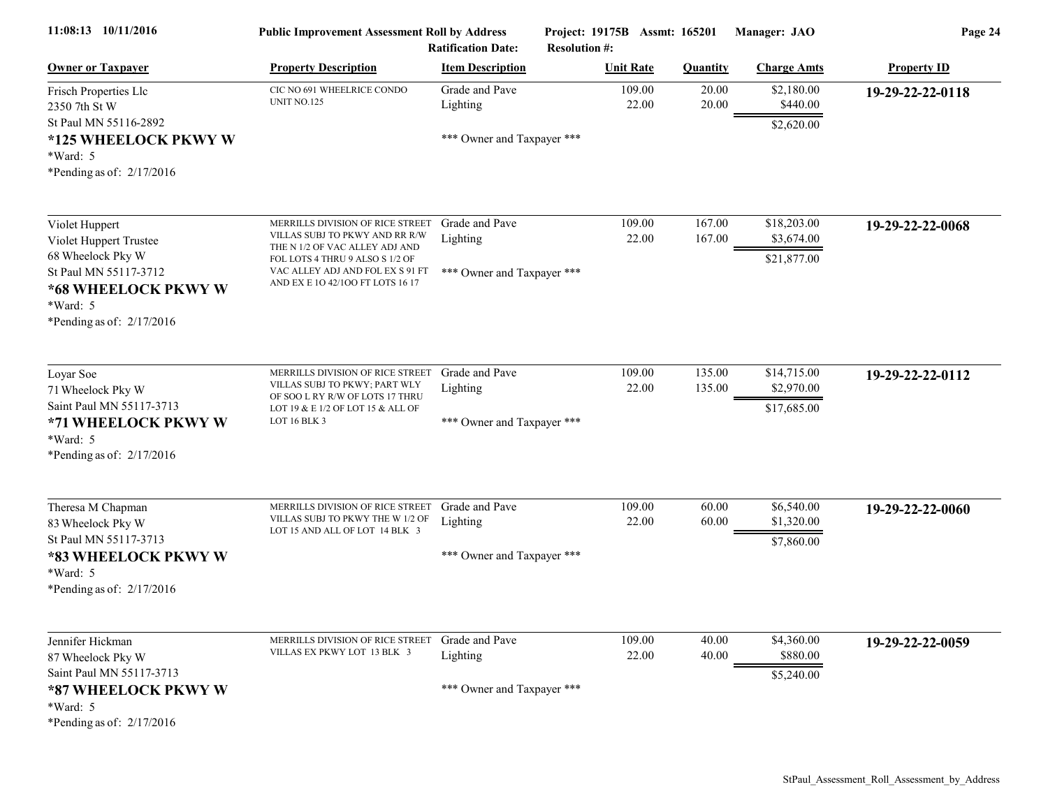**Public Improvement Assessment Roll by Address** — Project: 19175B Assmt: 165201 Manager: JAO

Ratification Date: Resolution #:

| Owner or Taxpayer | Property Description | Item Description | Unit Rate | Quantity | Charge Amts | Property ID |
|---|---|---|---|---|---|---|
| Frisch Properties Llc<br>2350 7th St W<br>St Paul MN 55116-2892<br>**\*125 WHEELOCK PKWY W**<br>\*Ward: 5<br>\*Pending as of: 2/17/2016 | CIC NO 691 WHEELRICE CONDO UNIT NO.125 | Grade and Pave<br>Lighting<br><br>\*\*\* Owner and Taxpayer \*\*\* | 109.00<br>22.00 | 20.00<br>20.00 | $2,180.00<br>$440.00<br>$2,620.00 | **19-29-22-22-0118** |
| Violet Huppert<br>Violet Huppert Trustee<br>68 Wheelock Pky W<br>St Paul MN 55117-3712<br>**\*68 WHEELOCK PKWY W**<br>\*Ward: 5<br>\*Pending as of: 2/17/2016 | MERRILLS DIVISION OF RICE STREET VILLAS SUBJ TO PKWY AND RR R/W THE N 1/2 OF VAC ALLEY ADJ AND FOL LOTS 4 THRU 9 ALSO S 1/2 OF VAC ALLEY ADJ AND FOL EX S 91 FT AND EX E 1O 42/1OO FT LOTS 16 17 | Grade and Pave<br>Lighting<br><br>\*\*\* Owner and Taxpayer \*\*\* | 109.00<br>22.00 | 167.00<br>167.00 | $18,203.00<br>$3,674.00<br>$21,877.00 | **19-29-22-22-0068** |
| Loyar Soe<br>71 Wheelock Pky W<br>Saint Paul MN 55117-3713<br>**\*71 WHEELOCK PKWY W**<br>\*Ward: 5<br>\*Pending as of: 2/17/2016 | MERRILLS DIVISION OF RICE STREET VILLAS SUBJ TO PKWY; PART WLY OF SOO L RY R/W OF LOTS 17 THRU LOT 19 & E 1/2 OF LOT 15 & ALL OF LOT 16 BLK 3 | Grade and Pave<br>Lighting<br><br>\*\*\* Owner and Taxpayer \*\*\* | 109.00<br>22.00 | 135.00<br>135.00 | $14,715.00<br>$2,970.00<br>$17,685.00 | **19-29-22-22-0112** |
| Theresa M Chapman<br>83 Wheelock Pky W<br>St Paul MN 55117-3713<br>**\*83 WHEELOCK PKWY W**<br>\*Ward: 5<br>\*Pending as of: 2/17/2016 | MERRILLS DIVISION OF RICE STREET VILLAS SUBJ TO PKWY THE W 1/2 OF LOT 15 AND ALL OF LOT 14 BLK 3 | Grade and Pave<br>Lighting<br><br>\*\*\* Owner and Taxpayer \*\*\* | 109.00<br>22.00 | 60.00<br>60.00 | $6,540.00<br>$1,320.00<br>$7,860.00 | **19-29-22-22-0060** |
| Jennifer Hickman<br>87 Wheelock Pky W<br>Saint Paul MN 55117-3713<br>**\*87 WHEELOCK PKWY W**<br>\*Ward: 5<br>\*Pending as of: 2/17/2016 | MERRILLS DIVISION OF RICE STREET VILLAS EX PKWY LOT 13 BLK 3 | Grade and Pave<br>Lighting<br><br>\*\*\* Owner and Taxpayer \*\*\* | 109.00<br>22.00 | 40.00<br>40.00 | $4,360.00<br>$880.00<br>$5,240.00 | **19-29-22-22-0059** |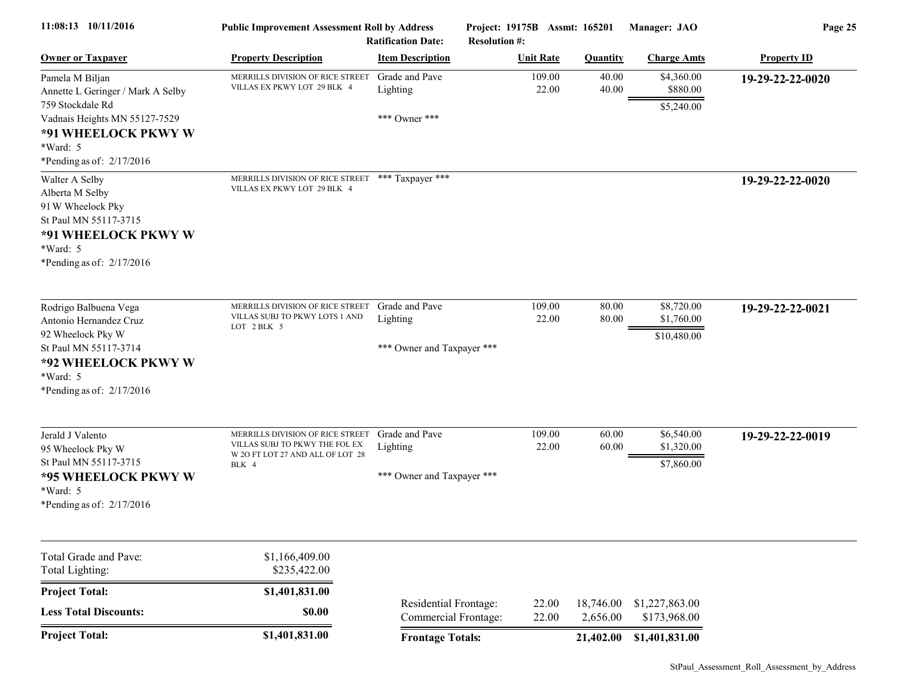| Owner or Taxpayer | Property Description | Item Description | Unit Rate | Quantity | Charge Amts | Property ID |
|---|---|---|---|---|---|---|
| Pamela M Biljan<br>Annette L Geringer / Mark A Selby<br>759 Stockdale Rd<br>Vadnais Heights MN 55127-7529<br>**\*91 WHEELOCK PKWY W**<br>\*Ward: 5<br>\*Pending as of: 2/17/2016 | MERRILLS DIVISION OF RICE STREET VILLAS EX PKWY LOT 29 BLK 4 | Grade and Pave<br>Lighting<br><br>\*\*\* Owner \*\*\* | 109.00<br>22.00 | 40.00<br>40.00 | $4,360.00<br>$880.00<br>$5,240.00 | **19-29-22-22-0020** |
| Walter A Selby<br>Alberta M Selby<br>91 W Wheelock Pky<br>St Paul MN 55117-3715<br>**\*91 WHEELOCK PKWY W**<br>\*Ward: 5<br>\*Pending as of: 2/17/2016 | MERRILLS DIVISION OF RICE STREET VILLAS EX PKWY LOT 29 BLK 4 | \*\*\* Taxpayer \*\*\* | | | | **19-29-22-22-0020** |
| Rodrigo Balbuena Vega<br>Antonio Hernandez Cruz<br>92 Wheelock Pky W<br>St Paul MN 55117-3714<br>**\*92 WHEELOCK PKWY W**<br>\*Ward: 5<br>\*Pending as of: 2/17/2016 | MERRILLS DIVISION OF RICE STREET VILLAS SUBJ TO PKWY LOTS 1 AND LOT 2 BLK 5 | Grade and Pave<br>Lighting<br><br>\*\*\* Owner and Taxpayer \*\*\* | 109.00<br>22.00 | 80.00<br>80.00 | $8,720.00<br>$1,760.00<br>$10,480.00 | **19-29-22-22-0021** |
| Jerald J Valento<br>95 Wheelock Pky W<br>St Paul MN 55117-3715<br>**\*95 WHEELOCK PKWY W**<br>\*Ward: 5<br>\*Pending as of: 2/17/2016 | MERRILLS DIVISION OF RICE STREET VILLAS SUBJ TO PKWY THE FOL EX W 2O FT LOT 27 AND ALL OF LOT 28 BLK 4 | Grade and Pave<br>Lighting<br><br>\*\*\* Owner and Taxpayer \*\*\* | 109.00<br>22.00 | 60.00<br>60.00 | $6,540.00<br>$1,320.00<br>$7,860.00 | **19-29-22-22-0019** |

| | |
|---|---|
| Total Grade and Pave: | $1,166,409.00 |
| Total Lighting: | $235,422.00 |
| **Project Total:** | **$1,401,831.00** |
| **Less Total Discounts:** | **$0.00** |
| **Project Total:** | **$1,401,831.00** |

| | Unit Rate | Quantity | Charge Amts |
|---|---|---|---|
| Residential Frontage: | 22.00 | 18,746.00 | $1,227,863.00 |
| Commercial Frontage: | 22.00 | 2,656.00 | $173,968.00 |
| **Frontage Totals:** | | **21,402.00** | **$1,401,831.00** |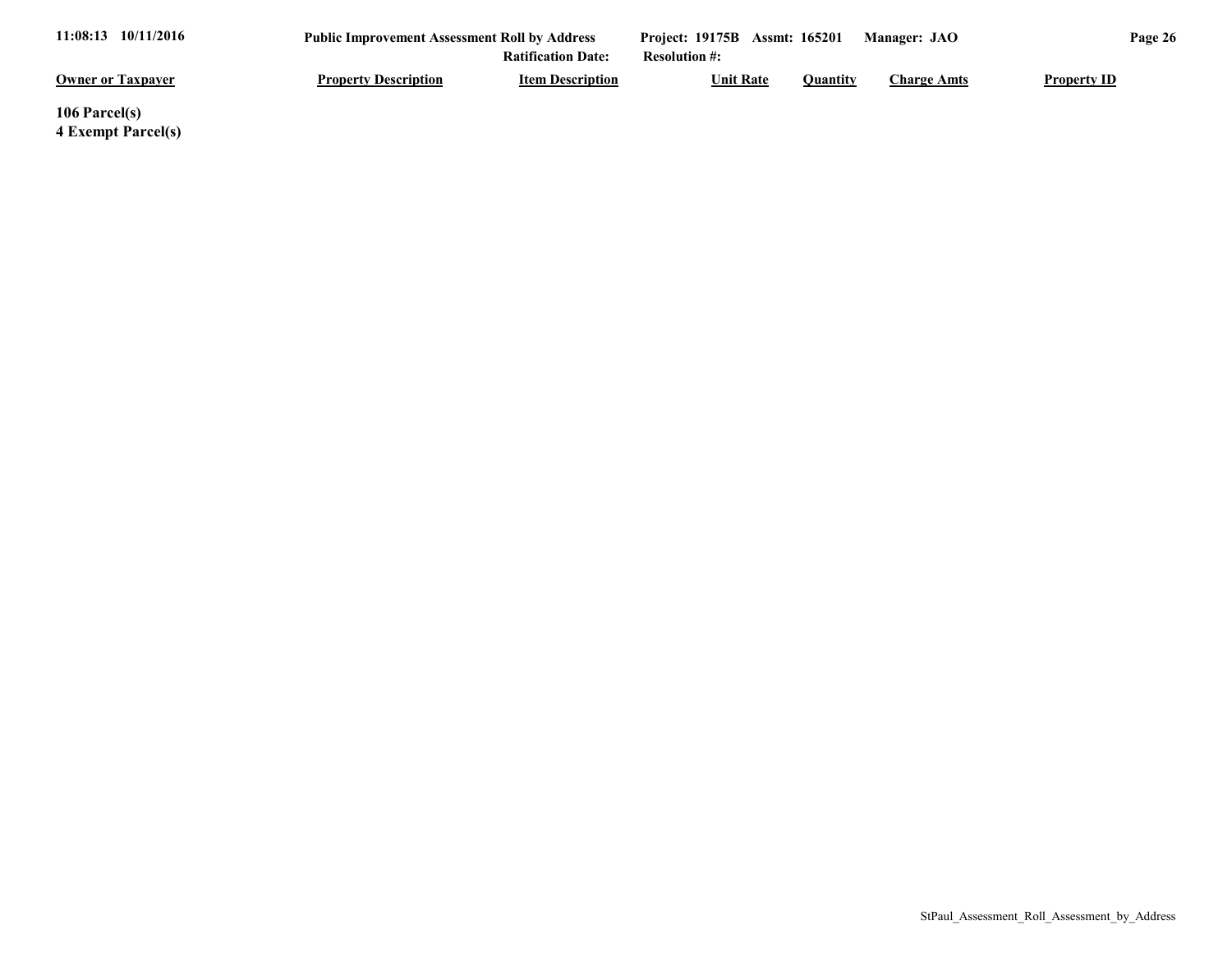| Owner or Taxpayer | Property Description | Item Description | Unit Rate | Quantity | Charge Amts | Property ID |
|---|---|---|---|---|---|---|

**106 Parcel(s)**
**4 Exempt Parcel(s)**